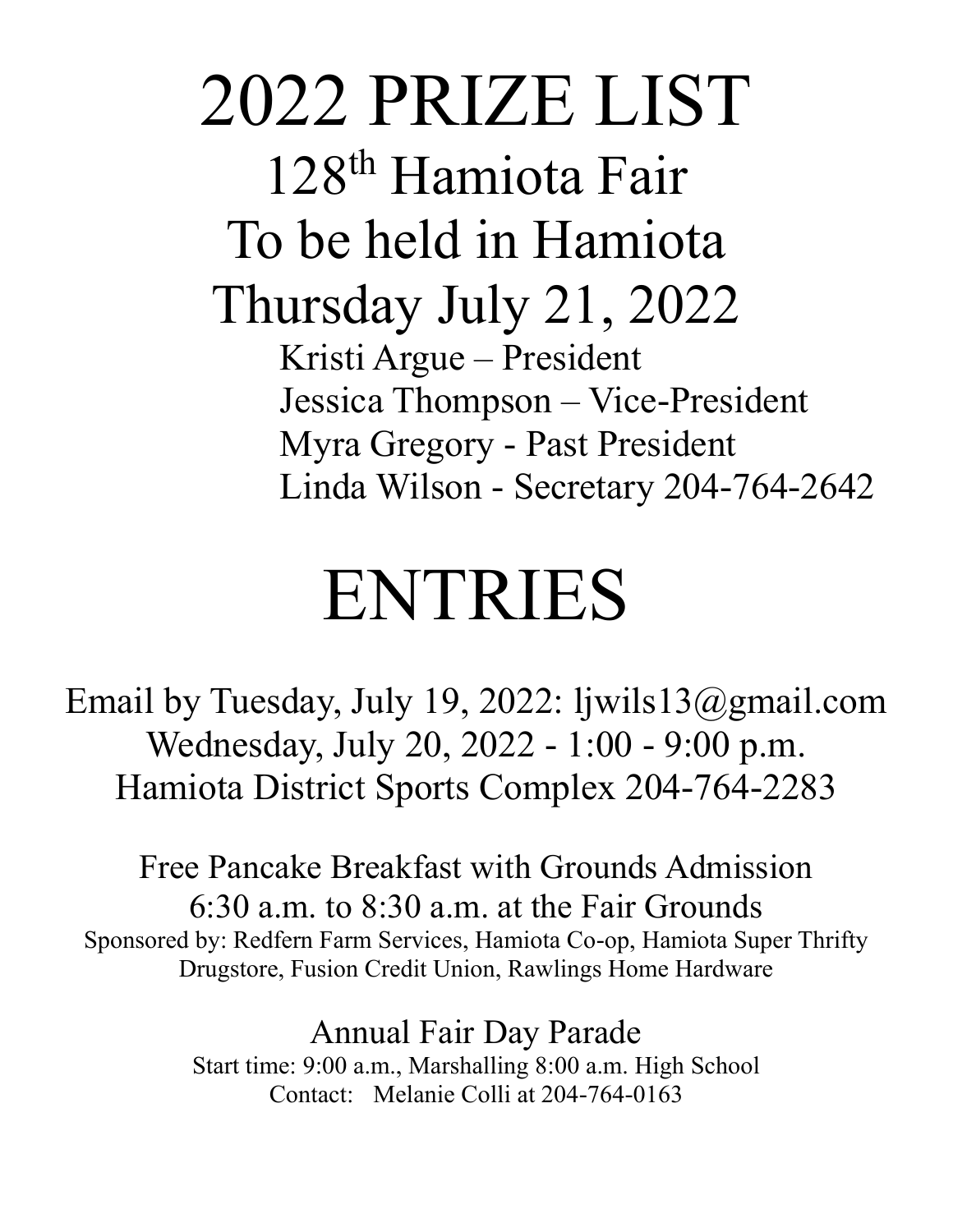# 2022 PRIZE LIST

## 128th Hamiota Fair

## To be held in Hamiota

## Thursday July 21, 2022

Kristi Argue – President
Jessica Thompson – Vice-President
Myra Gregory - Past President
Linda Wilson - Secretary 204-764-2642

# ENTRIES

Email by Tuesday, July 19, 2022: ljwils13@gmail.com
Wednesday, July 20, 2022 - 1:00 - 9:00 p.m.
Hamiota District Sports Complex 204-764-2283

Free Pancake Breakfast with Grounds Admission
6:30 a.m. to 8:30 a.m. at the Fair Grounds
Sponsored by: Redfern Farm Services, Hamiota Co-op, Hamiota Super Thrifty Drugstore, Fusion Credit Union, Rawlings Home Hardware

Annual Fair Day Parade
Start time: 9:00 a.m., Marshalling 8:00 a.m. High School
Contact: Melanie Colli at 204-764-0163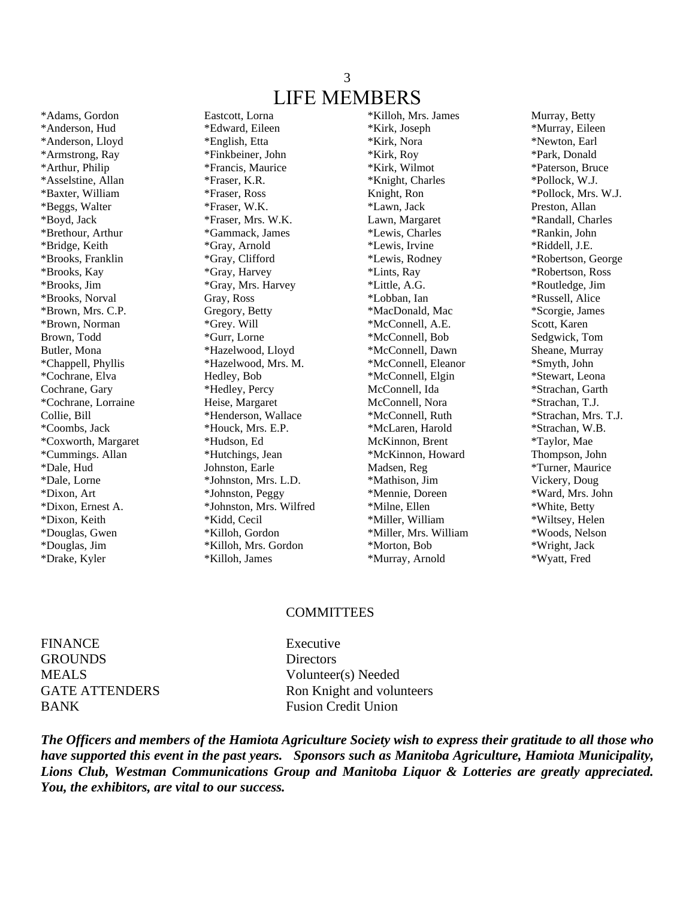# LIFE MEMBERS

*Adams, Gordon
*Anderson, Hud
*Anderson, Lloyd
*Armstrong, Ray
*Arthur, Philip
*Asselstine, Allan
*Baxter, William
*Beggs, Walter
*Boyd, Jack
*Brethour, Arthur
*Bridge, Keith
*Brooks, Franklin
*Brooks, Kay
*Brooks, Jim
*Brooks, Norval
*Brown, Mrs. C.P.
*Brown, Norman
Brown, Todd
Butler, Mona
*Chappell, Phyllis
*Cochrane, Elva
Cochrane, Gary
*Cochrane, Lorraine
Collie, Bill
*Coombs, Jack
*Coxworth, Margaret
*Cummings. Allan
*Dale, Hud
*Dale, Lorne
*Dixon, Art
*Dixon, Ernest A.
*Dixon, Keith
*Douglas, Gwen
*Douglas, Jim
*Drake, Kyler
Eastcott, Lorna
*Edward, Eileen
*English, Etta
*Finkbeiner, John
*Francis, Maurice
*Fraser, K.R.
*Fraser, Ross
*Fraser, W.K.
*Fraser, Mrs. W.K.
*Gammack, James
*Gray, Arnold
*Gray, Clifford
*Gray, Harvey
*Gray, Mrs. Harvey
Gray, Ross
Gregory, Betty
*Grey. Will
*Gurr, Lorne
*Hazelwood, Lloyd
*Hazelwood, Mrs. M.
Hedley, Bob
*Hedley, Percy
Heise, Margaret
*Henderson, Wallace
*Houck, Mrs. E.P.
*Hudson, Ed
*Hutchings, Jean
Johnston, Earle
*Johnston, Mrs. L.D.
*Johnston, Peggy
*Johnston, Mrs. Wilfred
*Kidd, Cecil
*Killoh, Gordon
*Killoh, Mrs. Gordon
*Killoh, James
*Killoh, Mrs. James
*Kirk, Joseph
*Kirk, Nora
*Kirk, Roy
*Kirk, Wilmot
*Knight, Charles
Knight, Ron
*Lawn, Jack
Lawn, Margaret
*Lewis, Charles
*Lewis, Irvine
*Lewis, Rodney
*Lints, Ray
*Little, A.G.
*Lobban, Ian
*MacDonald, Mac
*McConnell, A.E.
*McConnell, Bob
*McConnell, Dawn
*McConnell, Eleanor
*McConnell, Elgin
McConnell, Ida
McConnell, Nora
*McConnell, Ruth
*McLaren, Harold
McKinnon, Brent
*McKinnon, Howard
Madsen, Reg
*Mathison, Jim
*Mennie, Doreen
*Milne, Ellen
*Miller, William
*Miller, Mrs. William
*Morton, Bob
*Murray, Arnold
Murray, Betty
*Murray, Eileen
*Newton, Earl
*Park, Donald
*Paterson, Bruce
*Pollock, W.J.
*Pollock, Mrs. W.J.
Preston, Allan
*Randall, Charles
*Rankin, John
*Riddell, J.E.
*Robertson, George
*Robertson, Ross
*Routledge, Jim
*Russell, Alice
*Scorgie, James
Scott, Karen
Sedgwick, Tom
Sheane, Murray
*Smyth, John
*Stewart, Leona
*Strachan, Garth
*Strachan, T.J.
*Strachan, Mrs. T.J.
*Strachan, W.B.
*Taylor, Mae
Thompson, John
*Turner, Maurice
Vickery, Doug
*Ward, Mrs. John
*White, Betty
*Wiltsey, Helen
*Woods, Nelson
*Wright, Jack
*Wyatt, Fred

## COMMITTEES

| | |
|---|---|
| FINANCE | Executive |
| GROUNDS | Directors |
| MEALS | Volunteer(s) Needed |
| GATE ATTENDERS | Ron Knight and volunteers |
| BANK | Fusion Credit Union |

***The Officers and members of the Hamiota Agriculture Society wish to express their gratitude to all those who have supported this event in the past years. Sponsors such as Manitoba Agriculture, Hamiota Municipality, Lions Club, Westman Communications Group and Manitoba Liquor & Lotteries are greatly appreciated. You, the exhibitors, are vital to our success.***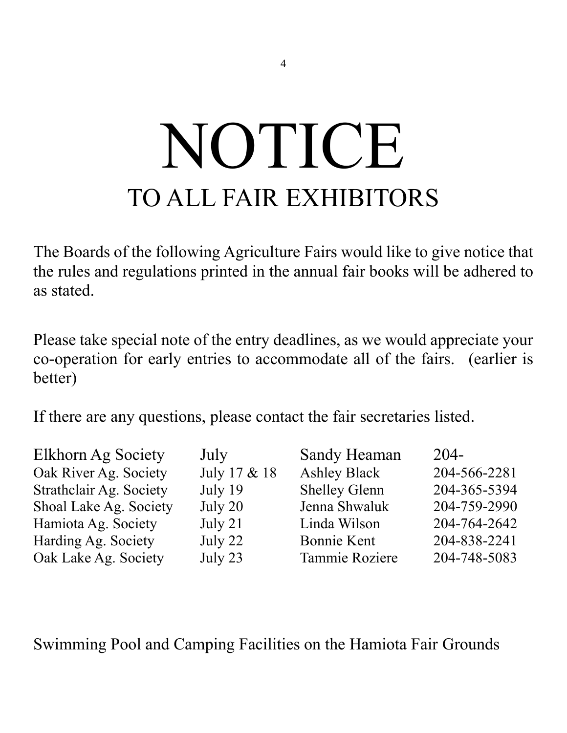# NOTICE

## TO ALL FAIR EXHIBITORS

The Boards of the following Agriculture Fairs would like to give notice that the rules and regulations printed in the annual fair books will be adhered to as stated.

Please take special note of the entry deadlines, as we would appreciate your co-operation for early entries to accommodate all of the fairs. (earlier is better)

If there are any questions, please contact the fair secretaries listed.

| | | | |
|---|---|---|---|
| Elkhorn Ag Society | July | Sandy Heaman | 204- |
| Oak River Ag. Society | July 17 & 18 | Ashley Black | 204-566-2281 |
| Strathclair Ag. Society | July 19 | Shelley Glenn | 204-365-5394 |
| Shoal Lake Ag. Society | July 20 | Jenna Shwaluk | 204-759-2990 |
| Hamiota Ag. Society | July 21 | Linda Wilson | 204-764-2642 |
| Harding Ag. Society | July 22 | Bonnie Kent | 204-838-2241 |
| Oak Lake Ag. Society | July 23 | Tammie Roziere | 204-748-5083 |

Swimming Pool and Camping Facilities on the Hamiota Fair Grounds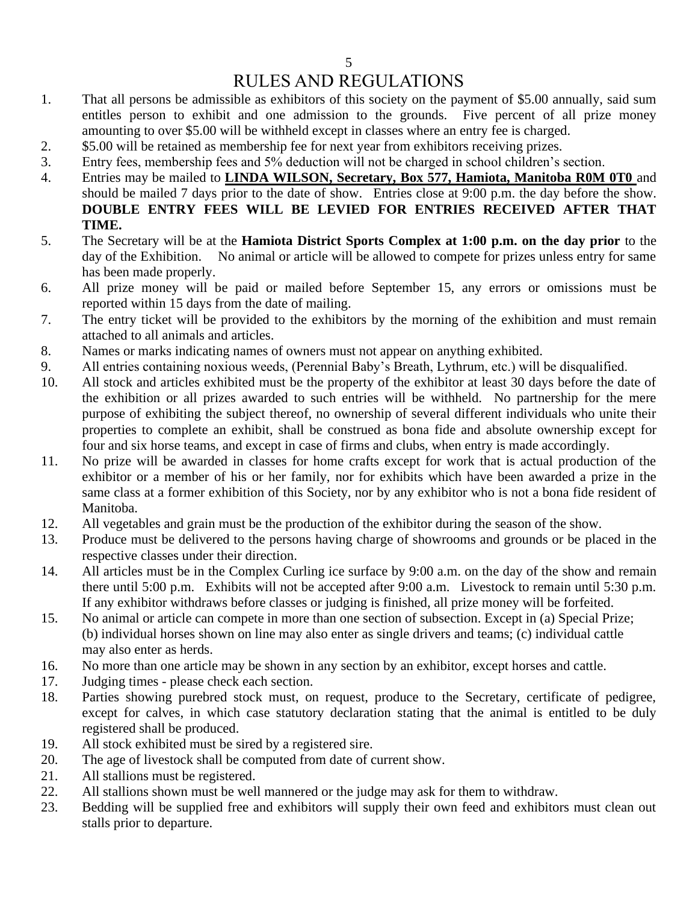# RULES AND REGULATIONS

1. That all persons be admissible as exhibitors of this society on the payment of $5.00 annually, said sum entitles person to exhibit and one admission to the grounds. Five percent of all prize money amounting to over $5.00 will be withheld except in classes where an entry fee is charged.
2. $5.00 will be retained as membership fee for next year from exhibitors receiving prizes.
3. Entry fees, membership fees and 5% deduction will not be charged in school children's section.
4. Entries may be mailed to **<u>LINDA WILSON, Secretary, Box 577, Hamiota, Manitoba R0M 0T0</u>** and should be mailed 7 days prior to the date of show. Entries close at 9:00 p.m. the day before the show. **DOUBLE ENTRY FEES WILL BE LEVIED FOR ENTRIES RECEIVED AFTER THAT TIME.**
5. The Secretary will be at the **Hamiota District Sports Complex at 1:00 p.m. on the day prior** to the day of the Exhibition. No animal or article will be allowed to compete for prizes unless entry for same has been made properly.
6. All prize money will be paid or mailed before September 15, any errors or omissions must be reported within 15 days from the date of mailing.
7. The entry ticket will be provided to the exhibitors by the morning of the exhibition and must remain attached to all animals and articles.
8. Names or marks indicating names of owners must not appear on anything exhibited.
9. All entries containing noxious weeds, (Perennial Baby's Breath, Lythrum, etc.) will be disqualified.
10. All stock and articles exhibited must be the property of the exhibitor at least 30 days before the date of the exhibition or all prizes awarded to such entries will be withheld. No partnership for the mere purpose of exhibiting the subject thereof, no ownership of several different individuals who unite their properties to complete an exhibit, shall be construed as bona fide and absolute ownership except for four and six horse teams, and except in case of firms and clubs, when entry is made accordingly.
11. No prize will be awarded in classes for home crafts except for work that is actual production of the exhibitor or a member of his or her family, nor for exhibits which have been awarded a prize in the same class at a former exhibition of this Society, nor by any exhibitor who is not a bona fide resident of Manitoba.
12. All vegetables and grain must be the production of the exhibitor during the season of the show.
13. Produce must be delivered to the persons having charge of showrooms and grounds or be placed in the respective classes under their direction.
14. All articles must be in the Complex Curling ice surface by 9:00 a.m. on the day of the show and remain there until 5:00 p.m. Exhibits will not be accepted after 9:00 a.m. Livestock to remain until 5:30 p.m. If any exhibitor withdraws before classes or judging is finished, all prize money will be forfeited.
15. No animal or article can compete in more than one section of subsection. Except in (a) Special Prize; (b) individual horses shown on line may also enter as single drivers and teams; (c) individual cattle may also enter as herds.
16. No more than one article may be shown in any section by an exhibitor, except horses and cattle.
17. Judging times - please check each section.
18. Parties showing purebred stock must, on request, produce to the Secretary, certificate of pedigree, except for calves, in which case statutory declaration stating that the animal is entitled to be duly registered shall be produced.
19. All stock exhibited must be sired by a registered sire.
20. The age of livestock shall be computed from date of current show.
21. All stallions must be registered.
22. All stallions shown must be well mannered or the judge may ask for them to withdraw.
23. Bedding will be supplied free and exhibitors will supply their own feed and exhibitors must clean out stalls prior to departure.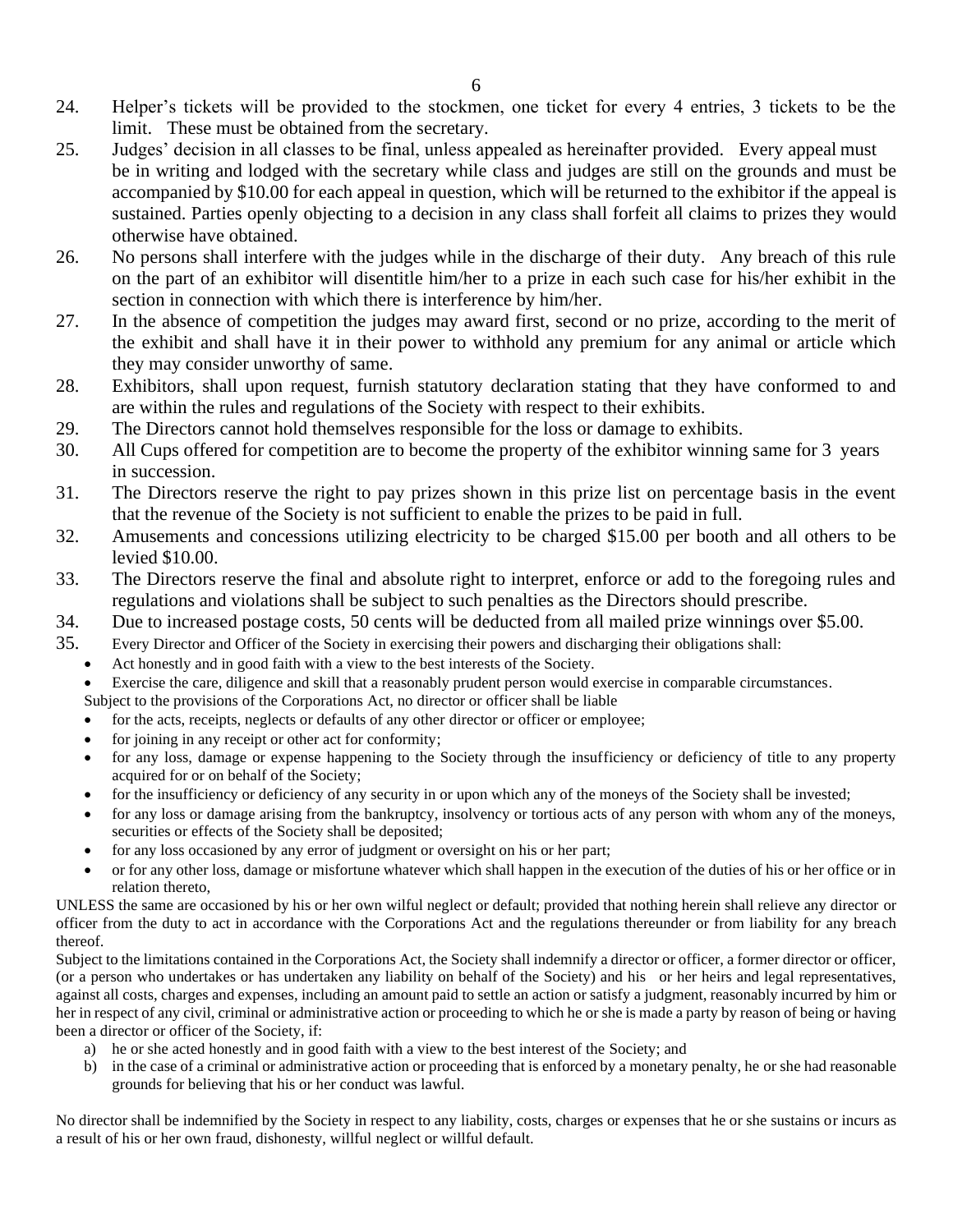24. Helper's tickets will be provided to the stockmen, one ticket for every 4 entries, 3 tickets to be the limit. These must be obtained from the secretary.
25. Judges' decision in all classes to be final, unless appealed as hereinafter provided. Every appeal must be in writing and lodged with the secretary while class and judges are still on the grounds and must be accompanied by $10.00 for each appeal in question, which will be returned to the exhibitor if the appeal is sustained. Parties openly objecting to a decision in any class shall forfeit all claims to prizes they would otherwise have obtained.
26. No persons shall interfere with the judges while in the discharge of their duty. Any breach of this rule on the part of an exhibitor will disentitle him/her to a prize in each such case for his/her exhibit in the section in connection with which there is interference by him/her.
27. In the absence of competition the judges may award first, second or no prize, according to the merit of the exhibit and shall have it in their power to withhold any premium for any animal or article which they may consider unworthy of same.
28. Exhibitors, shall upon request, furnish statutory declaration stating that they have conformed to and are within the rules and regulations of the Society with respect to their exhibits.
29. The Directors cannot hold themselves responsible for the loss or damage to exhibits.
30. All Cups offered for competition are to become the property of the exhibitor winning same for 3 years in succession.
31. The Directors reserve the right to pay prizes shown in this prize list on percentage basis in the event that the revenue of the Society is not sufficient to enable the prizes to be paid in full.
32. Amusements and concessions utilizing electricity to be charged $15.00 per booth and all others to be levied $10.00.
33. The Directors reserve the final and absolute right to interpret, enforce or add to the foregoing rules and regulations and violations shall be subject to such penalties as the Directors should prescribe.
34. Due to increased postage costs, 50 cents will be deducted from all mailed prize winnings over $5.00.
35. Every Director and Officer of the Society in exercising their powers and discharging their obligations shall:
    - Act honestly and in good faith with a view to the best interests of the Society.
    - Exercise the care, diligence and skill that a reasonably prudent person would exercise in comparable circumstances.

    Subject to the provisions of the Corporations Act, no director or officer shall be liable

    - for the acts, receipts, neglects or defaults of any other director or officer or employee;
    - for joining in any receipt or other act for conformity;
    - for any loss, damage or expense happening to the Society through the insufficiency or deficiency of title to any property acquired for or on behalf of the Society;
    - for the insufficiency or deficiency of any security in or upon which any of the moneys of the Society shall be invested;
    - for any loss or damage arising from the bankruptcy, insolvency or tortious acts of any person with whom any of the moneys, securities or effects of the Society shall be deposited;
    - for any loss occasioned by any error of judgment or oversight on his or her part;
    - or for any other loss, damage or misfortune whatever which shall happen in the execution of the duties of his or her office or in relation thereto,

UNLESS the same are occasioned by his or her own wilful neglect or default; provided that nothing herein shall relieve any director or officer from the duty to act in accordance with the Corporations Act and the regulations thereunder or from liability for any breach thereof.

Subject to the limitations contained in the Corporations Act, the Society shall indemnify a director or officer, a former director or officer, (or a person who undertakes or has undertaken any liability on behalf of the Society) and his or her heirs and legal representatives, against all costs, charges and expenses, including an amount paid to settle an action or satisfy a judgment, reasonably incurred by him or her in respect of any civil, criminal or administrative action or proceeding to which he or she is made a party by reason of being or having been a director or officer of the Society, if:

a) he or she acted honestly and in good faith with a view to the best interest of the Society; and
b) in the case of a criminal or administrative action or proceeding that is enforced by a monetary penalty, he or she had reasonable grounds for believing that his or her conduct was lawful.

No director shall be indemnified by the Society in respect to any liability, costs, charges or expenses that he or she sustains or incurs as a result of his or her own fraud, dishonesty, willful neglect or willful default.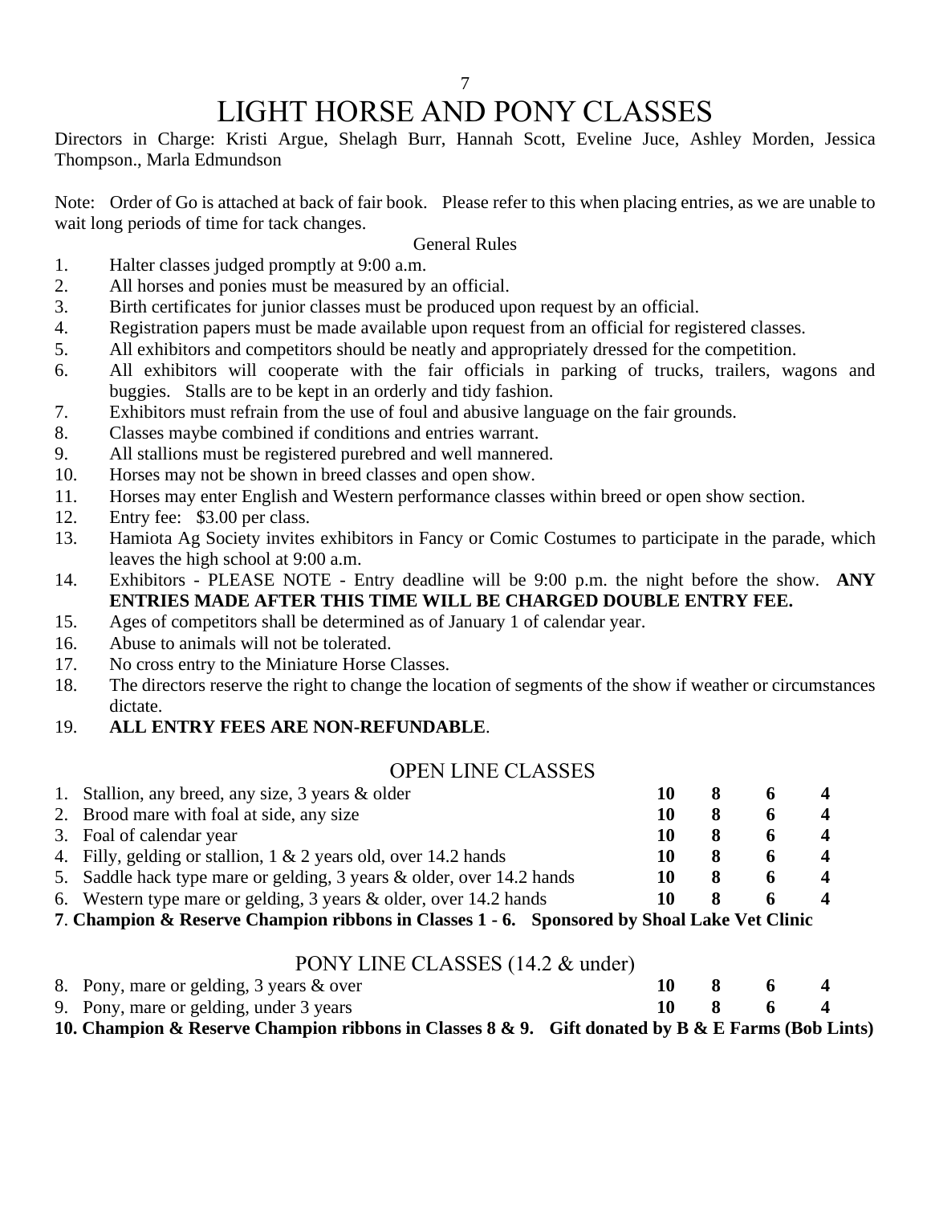# LIGHT HORSE AND PONY CLASSES

Directors in Charge: Kristi Argue, Shelagh Burr, Hannah Scott, Eveline Juce, Ashley Morden, Jessica Thompson., Marla Edmundson

Note: Order of Go is attached at back of fair book. Please refer to this when placing entries, as we are unable to wait long periods of time for tack changes.

General Rules

1. Halter classes judged promptly at 9:00 a.m.
2. All horses and ponies must be measured by an official.
3. Birth certificates for junior classes must be produced upon request by an official.
4. Registration papers must be made available upon request from an official for registered classes.
5. All exhibitors and competitors should be neatly and appropriately dressed for the competition.
6. All exhibitors will cooperate with the fair officials in parking of trucks, trailers, wagons and buggies. Stalls are to be kept in an orderly and tidy fashion.
7. Exhibitors must refrain from the use of foul and abusive language on the fair grounds.
8. Classes maybe combined if conditions and entries warrant.
9. All stallions must be registered purebred and well mannered.
10. Horses may not be shown in breed classes and open show.
11. Horses may enter English and Western performance classes within breed or open show section.
12. Entry fee: $3.00 per class.
13. Hamiota Ag Society invites exhibitors in Fancy or Comic Costumes to participate in the parade, which leaves the high school at 9:00 a.m.
14. Exhibitors - PLEASE NOTE - Entry deadline will be 9:00 p.m. the night before the show. **ANY ENTRIES MADE AFTER THIS TIME WILL BE CHARGED DOUBLE ENTRY FEE.**
15. Ages of competitors shall be determined as of January 1 of calendar year.
16. Abuse to animals will not be tolerated.
17. No cross entry to the Miniature Horse Classes.
18. The directors reserve the right to change the location of segments of the show if weather or circumstances dictate.
19. **ALL ENTRY FEES ARE NON-REFUNDABLE**.

## OPEN LINE CLASSES

| Class | | | | |
|---|---|---|---|---|
| 1. Stallion, any breed, any size, 3 years & older | **10** | **8** | **6** | **4** |
| 2. Brood mare with foal at side, any size | **10** | **8** | **6** | **4** |
| 3. Foal of calendar year | **10** | **8** | **6** | **4** |
| 4. Filly, gelding or stallion, 1 & 2 years old, over 14.2 hands | **10** | **8** | **6** | **4** |
| 5. Saddle hack type mare or gelding, 3 years & older, over 14.2 hands | **10** | **8** | **6** | **4** |
| 6. Western type mare or gelding, 3 years & older, over 14.2 hands | **10** | **8** | **6** | **4** |

**7. Champion & Reserve Champion ribbons in Classes 1 - 6. Sponsored by Shoal Lake Vet Clinic**

## PONY LINE CLASSES (14.2 & under)

| Class | | | | |
|---|---|---|---|---|
| 8. Pony, mare or gelding, 3 years & over | **10** | **8** | **6** | **4** |
| 9. Pony, mare or gelding, under 3 years | **10** | **8** | **6** | **4** |

**10. Champion & Reserve Champion ribbons in Classes 8 & 9. Gift donated by B & E Farms (Bob Lints)**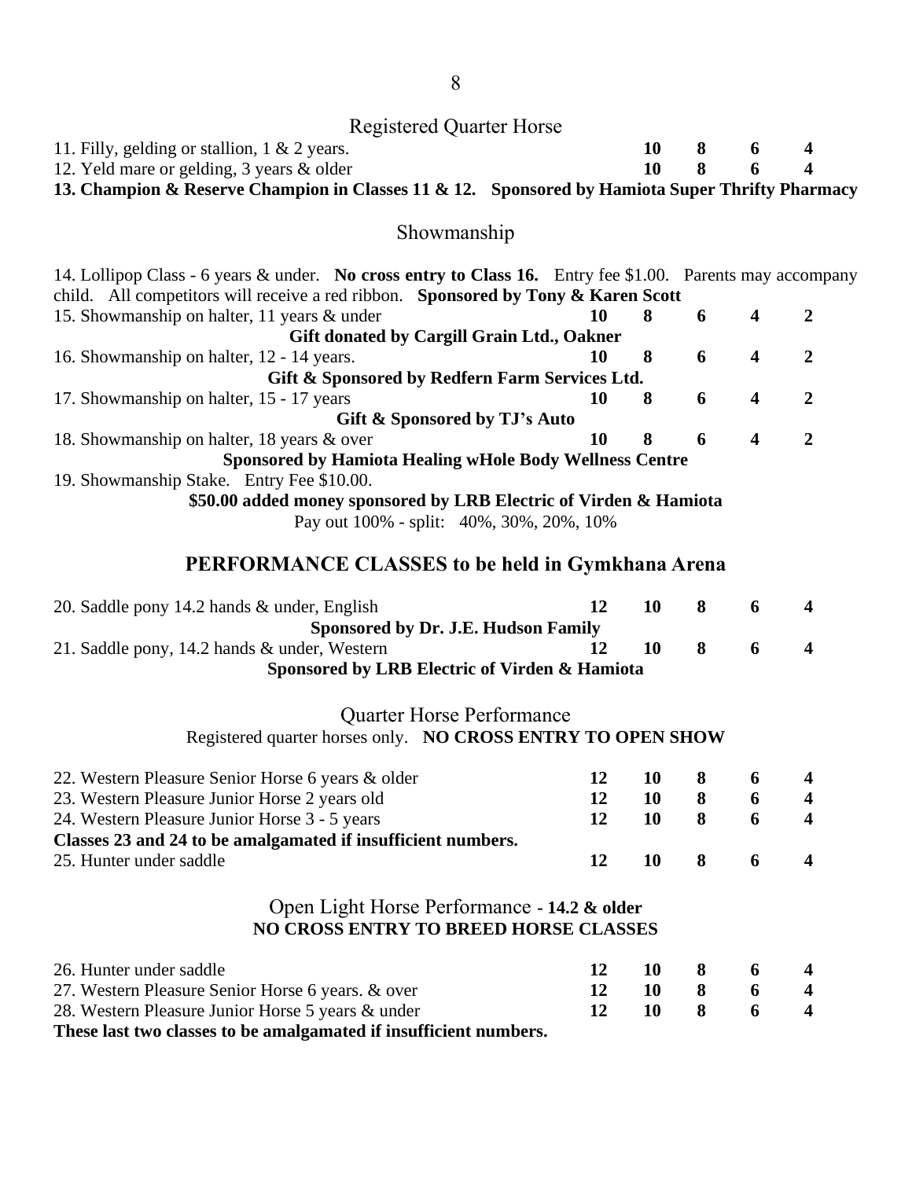## Registered Quarter Horse

| | | | | |
|---|---|---|---|---|
| 11. Filly, gelding or stallion, 1 & 2 years. | **10** | **8** | **6** | **4** |
| 12. Yeld mare or gelding, 3 years & older | **10** | **8** | **6** | **4** |

**13. Champion & Reserve Champion in Classes 11 & 12. Sponsored by Hamiota Super Thrifty Pharmacy**

## Showmanship

14. Lollipop Class - 6 years & under. **No cross entry to Class 16.** Entry fee $1.00. Parents may accompany child. All competitors will receive a red ribbon. **Sponsored by Tony & Karen Scott**

| | | | | | |
|---|---|---|---|---|---|
| 15. Showmanship on halter, 11 years & under | **10** | **8** | **6** | **4** | **2** |
| **Gift donated by Cargill Grain Ltd., Oakner** | | | | | |
| 16. Showmanship on halter, 12 - 14 years. | **10** | **8** | **6** | **4** | **2** |
| **Gift & Sponsored by Redfern Farm Services Ltd.** | | | | | |
| 17. Showmanship on halter, 15 - 17 years | **10** | **8** | **6** | **4** | **2** |
| **Gift & Sponsored by TJ's Auto** | | | | | |
| 18. Showmanship on halter, 18 years & over | **10** | **8** | **6** | **4** | **2** |
| **Sponsored by Hamiota Healing wHole Body Wellness Centre** | | | | | |

19. Showmanship Stake. Entry Fee $10.00.

**$50.00 added money sponsored by LRB Electric of Virden & Hamiota**

Pay out 100% - split: 40%, 30%, 20%, 10%

## PERFORMANCE CLASSES to be held in Gymkhana Arena

| | | | | | |
|---|---|---|---|---|---|
| 20. Saddle pony 14.2 hands & under, English | **12** | **10** | **8** | **6** | **4** |
| **Sponsored by Dr. J.E. Hudson Family** | | | | | |
| 21. Saddle pony, 14.2 hands & under, Western | **12** | **10** | **8** | **6** | **4** |
| **Sponsored by LRB Electric of Virden & Hamiota** | | | | | |

## Quarter Horse Performance

Registered quarter horses only. **NO CROSS ENTRY TO OPEN SHOW**

| | | | | | |
|---|---|---|---|---|---|
| 22. Western Pleasure Senior Horse 6 years & older | **12** | **10** | **8** | **6** | **4** |
| 23. Western Pleasure Junior Horse 2 years old | **12** | **10** | **8** | **6** | **4** |
| 24. Western Pleasure Junior Horse 3 - 5 years | **12** | **10** | **8** | **6** | **4** |
| **Classes 23 and 24 to be amalgamated if insufficient numbers.** | | | | | |
| 25. Hunter under saddle | **12** | **10** | **8** | **6** | **4** |

## Open Light Horse Performance - **14.2 & older**

**NO CROSS ENTRY TO BREED HORSE CLASSES**

| | | | | | |
|---|---|---|---|---|---|
| 26. Hunter under saddle | **12** | **10** | **8** | **6** | **4** |
| 27. Western Pleasure Senior Horse 6 years. & over | **12** | **10** | **8** | **6** | **4** |
| 28. Western Pleasure Junior Horse 5 years & under | **12** | **10** | **8** | **6** | **4** |

**These last two classes to be amalgamated if insufficient numbers.**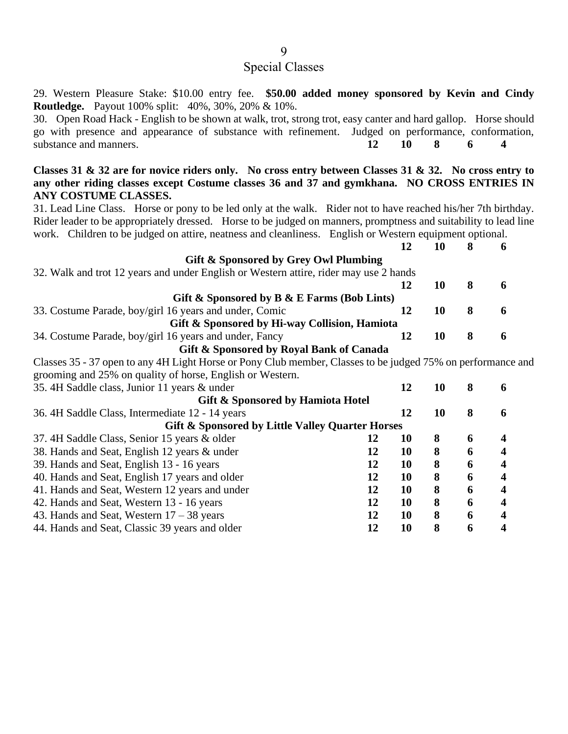## Special Classes

29. Western Pleasure Stake: $10.00 entry fee. **$50.00 added money sponsored by Kevin and Cindy Routledge.** Payout 100% split: 40%, 30%, 20% & 10%.

30. Open Road Hack - English to be shown at walk, trot, strong trot, easy canter and hard gallop. Horse should go with presence and appearance of substance with refinement. Judged on performance, conformation, substance and manners. **12 10 8 6 4**

**Classes 31 & 32 are for novice riders only. No cross entry between Classes 31 & 32. No cross entry to any other riding classes except Costume classes 36 and 37 and gymkhana. NO CROSS ENTRIES IN ANY COSTUME CLASSES.**

31. Lead Line Class. Horse or pony to be led only at the walk. Rider not to have reached his/her 7th birthday. Rider leader to be appropriately dressed. Horse to be judged on manners, promptness and suitability to lead line work. Children to be judged on attire, neatness and cleanliness. English or Western equipment optional. **12 10 8 6**

**Gift & Sponsored by Grey Owl Plumbing**

32. Walk and trot 12 years and under English or Western attire, rider may use 2 hands **12 10 8 6**

**Gift & Sponsored by B & E Farms (Bob Lints)**

33. Costume Parade, boy/girl 16 years and under, Comic **12 10 8 6**

**Gift & Sponsored by Hi-way Collision, Hamiota**

34. Costume Parade, boy/girl 16 years and under, Fancy **12 10 8 6**

**Gift & Sponsored by Royal Bank of Canada**

Classes 35 - 37 open to any 4H Light Horse or Pony Club member, Classes to be judged 75% on performance and grooming and 25% on quality of horse, English or Western.

35. 4H Saddle class, Junior 11 years & under **12 10 8 6**

**Gift & Sponsored by Hamiota Hotel**

36. 4H Saddle Class, Intermediate 12 - 14 years **12 10 8 6**

**Gift & Sponsored by Little Valley Quarter Horses**

| Class | | | | | |
|---|---|---|---|---|---|
| 37. 4H Saddle Class, Senior 15 years & older | **12** | **10** | **8** | **6** | **4** |
| 38. Hands and Seat, English 12 years & under | **12** | **10** | **8** | **6** | **4** |
| 39. Hands and Seat, English 13 - 16 years | **12** | **10** | **8** | **6** | **4** |
| 40. Hands and Seat, English 17 years and older | **12** | **10** | **8** | **6** | **4** |
| 41. Hands and Seat, Western 12 years and under | **12** | **10** | **8** | **6** | **4** |
| 42. Hands and Seat, Western 13 - 16 years | **12** | **10** | **8** | **6** | **4** |
| 43. Hands and Seat, Western 17 – 38 years | **12** | **10** | **8** | **6** | **4** |
| 44. Hands and Seat, Classic 39 years and older | **12** | **10** | **8** | **6** | **4** |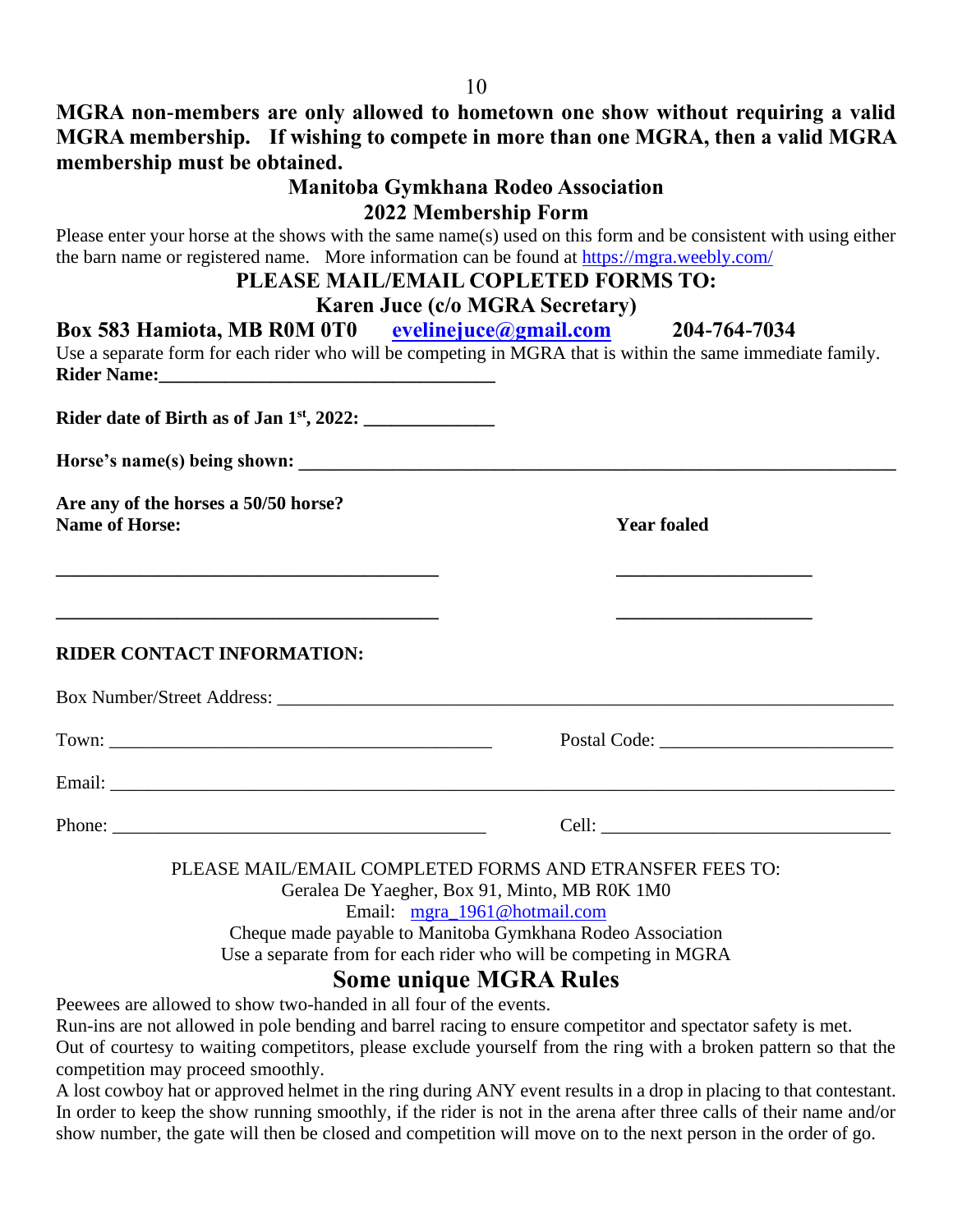**MGRA non-members are only allowed to hometown one show without requiring a valid MGRA membership. If wishing to compete in more than one MGRA, then a valid MGRA membership must be obtained.**

## Manitoba Gymkhana Rodeo Association
## 2022 Membership Form

Please enter your horse at the shows with the same name(s) used on this form and be consistent with using either the barn name or registered name. More information can be found at https://mgra.weebly.com/

### PLEASE MAIL/EMAIL COPLETED FORMS TO:
### Karen Juce (c/o MGRA Secretary)

**Box 583 Hamiota, MB R0M 0T0 evelinejuce@gmail.com 204-764-7034**

Use a separate form for each rider who will be competing in MGRA that is within the same immediate family.

**Rider Name:**___________________________________

**Rider date of Birth as of Jan 1st, 2022:** _____________

**Horse's name(s) being shown:** _____________________________________________________________

**Are any of the horses a 50/50 horse?**

| **Name of Horse:** | **Year foaled** |
|---|---|
| ________________________________________ | ____________________ |
| ________________________________________ | ____________________ |

**RIDER CONTACT INFORMATION:**

Box Number/Street Address: _______________________________________________________________

Town: ________________________________________ Postal Code: ________________________

Email: _____________________________________________________________________________

Phone: _______________________________________ Cell: ______________________________

PLEASE MAIL/EMAIL COMPLETED FORMS AND ETRANSFER FEES TO:
Geralea De Yaegher, Box 91, Minto, MB R0K 1M0
Email: mgra_1961@hotmail.com
Cheque made payable to Manitoba Gymkhana Rodeo Association
Use a separate from for each rider who will be competing in MGRA

## Some unique MGRA Rules

Peewees are allowed to show two-handed in all four of the events.

Run-ins are not allowed in pole bending and barrel racing to ensure competitor and spectator safety is met.

Out of courtesy to waiting competitors, please exclude yourself from the ring with a broken pattern so that the competition may proceed smoothly.

A lost cowboy hat or approved helmet in the ring during ANY event results in a drop in placing to that contestant.

In order to keep the show running smoothly, if the rider is not in the arena after three calls of their name and/or show number, the gate will then be closed and competition will move on to the next person in the order of go.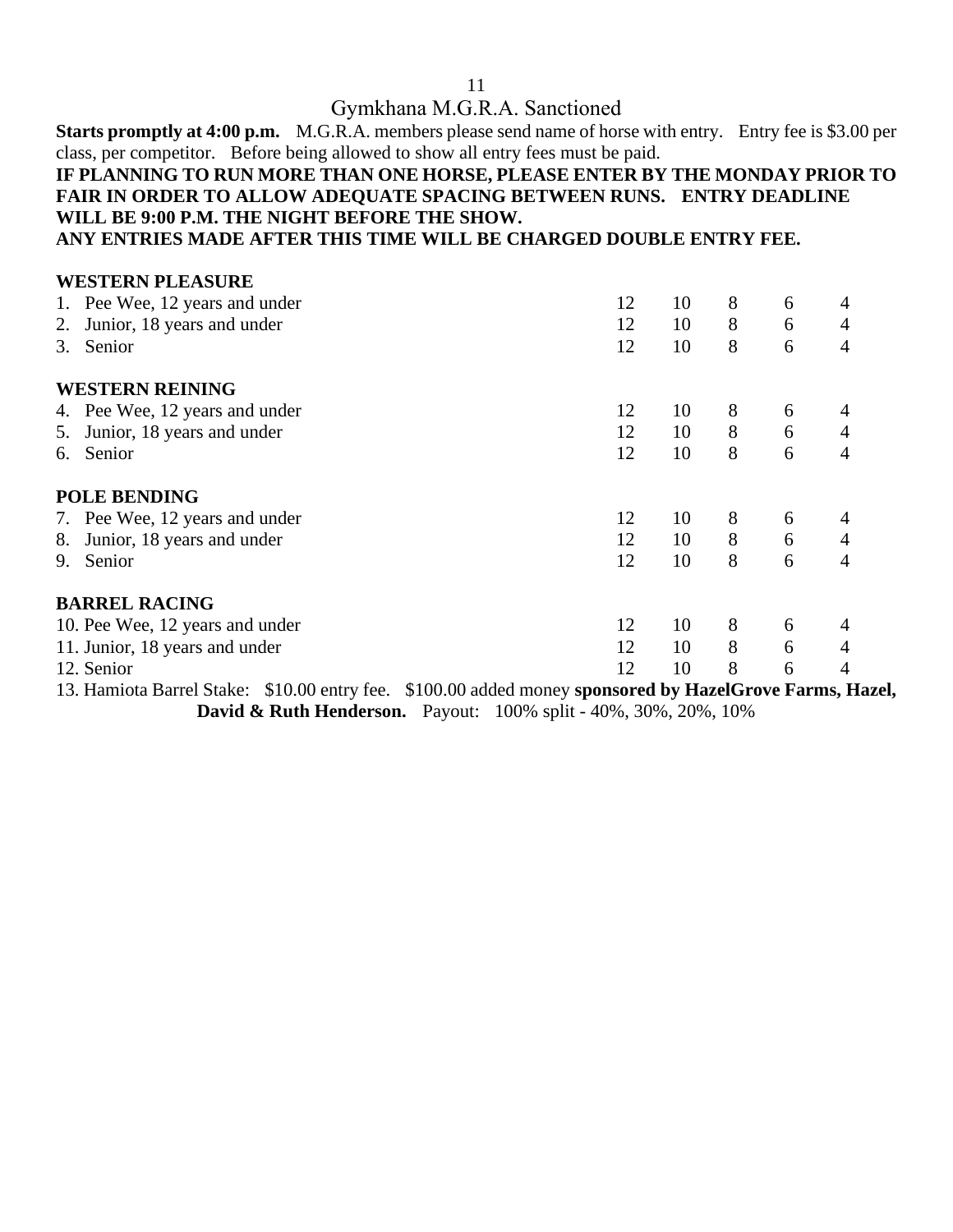# Gymkhana M.G.R.A. Sanctioned

**Starts promptly at 4:00 p.m.** M.G.R.A. members please send name of horse with entry. Entry fee is $3.00 per class, per competitor. Before being allowed to show all entry fees must be paid.

**IF PLANNING TO RUN MORE THAN ONE HORSE, PLEASE ENTER BY THE MONDAY PRIOR TO FAIR IN ORDER TO ALLOW ADEQUATE SPACING BETWEEN RUNS. ENTRY DEADLINE WILL BE 9:00 P.M. THE NIGHT BEFORE THE SHOW.**

**ANY ENTRIES MADE AFTER THIS TIME WILL BE CHARGED DOUBLE ENTRY FEE.**

| Class | | | | | |
|---|---|---|---|---|---|
| **WESTERN PLEASURE** | | | | | |
| 1. Pee Wee, 12 years and under | 12 | 10 | 8 | 6 | 4 |
| 2. Junior, 18 years and under | 12 | 10 | 8 | 6 | 4 |
| 3. Senior | 12 | 10 | 8 | 6 | 4 |
| **WESTERN REINING** | | | | | |
| 4. Pee Wee, 12 years and under | 12 | 10 | 8 | 6 | 4 |
| 5. Junior, 18 years and under | 12 | 10 | 8 | 6 | 4 |
| 6. Senior | 12 | 10 | 8 | 6 | 4 |
| **POLE BENDING** | | | | | |
| 7. Pee Wee, 12 years and under | 12 | 10 | 8 | 6 | 4 |
| 8. Junior, 18 years and under | 12 | 10 | 8 | 6 | 4 |
| 9. Senior | 12 | 10 | 8 | 6 | 4 |
| **BARREL RACING** | | | | | |
| 10. Pee Wee, 12 years and under | 12 | 10 | 8 | 6 | 4 |
| 11. Junior, 18 years and under | 12 | 10 | 8 | 6 | 4 |
| 12. Senior | 12 | 10 | 8 | 6 | 4 |

13. Hamiota Barrel Stake: $10.00 entry fee. $100.00 added money **sponsored by HazelGrove Farms, Hazel, David & Ruth Henderson.** Payout: 100% split - 40%, 30%, 20%, 10%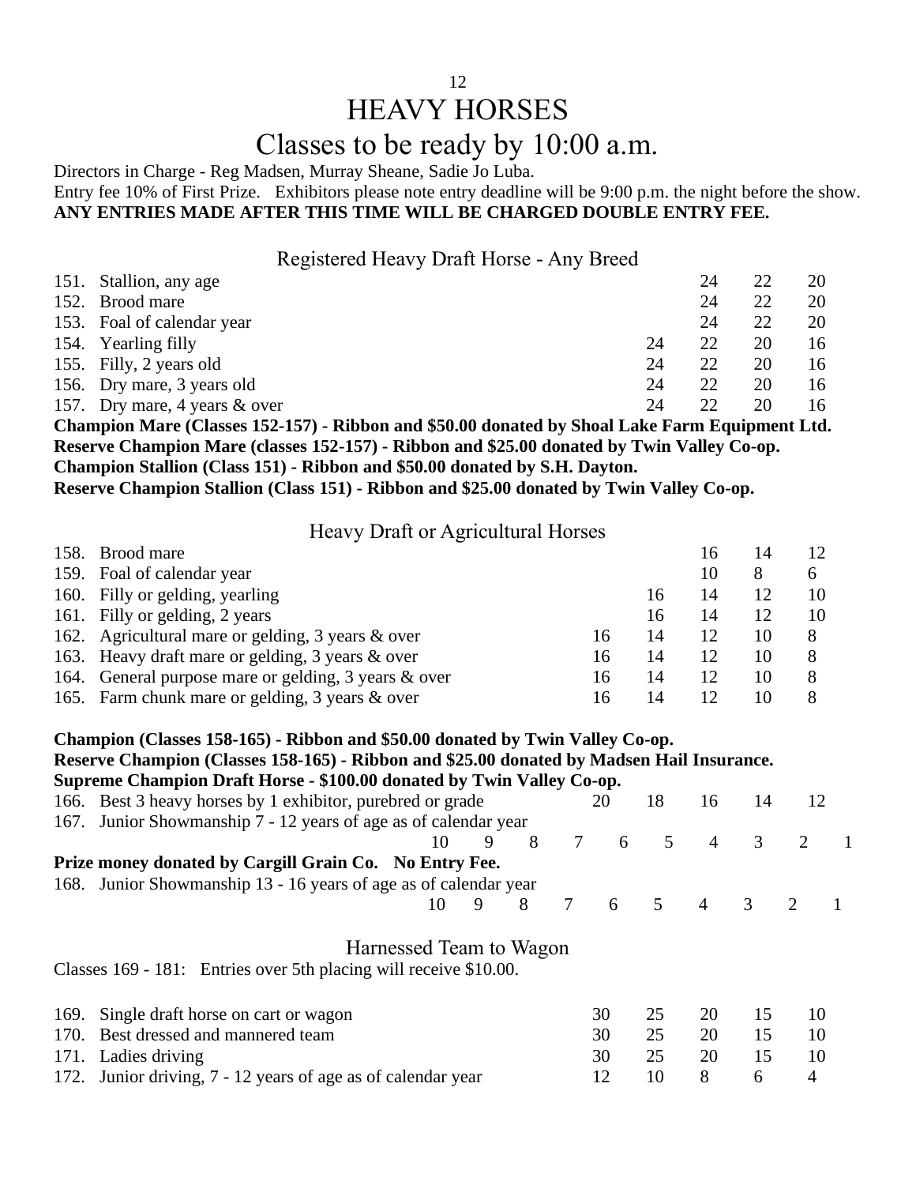# HEAVY HORSES

## Classes to be ready by 10:00 a.m.

Directors in Charge - Reg Madsen, Murray Sheane, Sadie Jo Luba.
Entry fee 10% of First Prize. Exhibitors please note entry deadline will be 9:00 p.m. the night before the show.
**ANY ENTRIES MADE AFTER THIS TIME WILL BE CHARGED DOUBLE ENTRY FEE.**

### Registered Heavy Draft Horse - Any Breed

| Class | Description | | | | |
|---|---|---|---|---|---|
| 151. | Stallion, any age | | 24 | 22 | 20 |
| 152. | Brood mare | | 24 | 22 | 20 |
| 153. | Foal of calendar year | | 24 | 22 | 20 |
| 154. | Yearling filly | 24 | 22 | 20 | 16 |
| 155. | Filly, 2 years old | 24 | 22 | 20 | 16 |
| 156. | Dry mare, 3 years old | 24 | 22 | 20 | 16 |
| 157. | Dry mare, 4 years & over | 24 | 22 | 20 | 16 |

**Champion Mare (Classes 152-157) - Ribbon and $50.00 donated by Shoal Lake Farm Equipment Ltd.**
**Reserve Champion Mare (classes 152-157) - Ribbon and $25.00 donated by Twin Valley Co-op.**
**Champion Stallion (Class 151) - Ribbon and $50.00 donated by S.H. Dayton.**
**Reserve Champion Stallion (Class 151) - Ribbon and $25.00 donated by Twin Valley Co-op.**

### Heavy Draft or Agricultural Horses

| Class | Description | | | | | |
|---|---|---|---|---|---|---|
| 158. | Brood mare | | | 16 | 14 | 12 |
| 159. | Foal of calendar year | | | 10 | 8 | 6 |
| 160. | Filly or gelding, yearling | | 16 | 14 | 12 | 10 |
| 161. | Filly or gelding, 2 years | | 16 | 14 | 12 | 10 |
| 162. | Agricultural mare or gelding, 3 years & over | 16 | 14 | 12 | 10 | 8 |
| 163. | Heavy draft mare or gelding, 3 years & over | 16 | 14 | 12 | 10 | 8 |
| 164. | General purpose mare or gelding, 3 years & over | 16 | 14 | 12 | 10 | 8 |
| 165. | Farm chunk mare or gelding, 3 years & over | 16 | 14 | 12 | 10 | 8 |

**Champion (Classes 158-165) - Ribbon and $50.00 donated by Twin Valley Co-op.**
**Reserve Champion (Classes 158-165) - Ribbon and $25.00 donated by Madsen Hail Insurance.**
**Supreme Champion Draft Horse - $100.00 donated by Twin Valley Co-op.**

166. Best 3 heavy horses by 1 exhibitor, purebred or grade — 20 18 16 14 12

167. Junior Showmanship 7 - 12 years of age as of calendar year — 10 9 8 7 6 5 4 3 2 1

**Prize money donated by Cargill Grain Co. No Entry Fee.**

168. Junior Showmanship 13 - 16 years of age as of calendar year — 10 9 8 7 6 5 4 3 2 1

### Harnessed Team to Wagon

Classes 169 - 181: Entries over 5th placing will receive $10.00.

| Class | Description | | | | | |
|---|---|---|---|---|---|---|
| 169. | Single draft horse on cart or wagon | 30 | 25 | 20 | 15 | 10 |
| 170. | Best dressed and mannered team | 30 | 25 | 20 | 15 | 10 |
| 171. | Ladies driving | 30 | 25 | 20 | 15 | 10 |
| 172. | Junior driving, 7 - 12 years of age as of calendar year | 12 | 10 | 8 | 6 | 4 |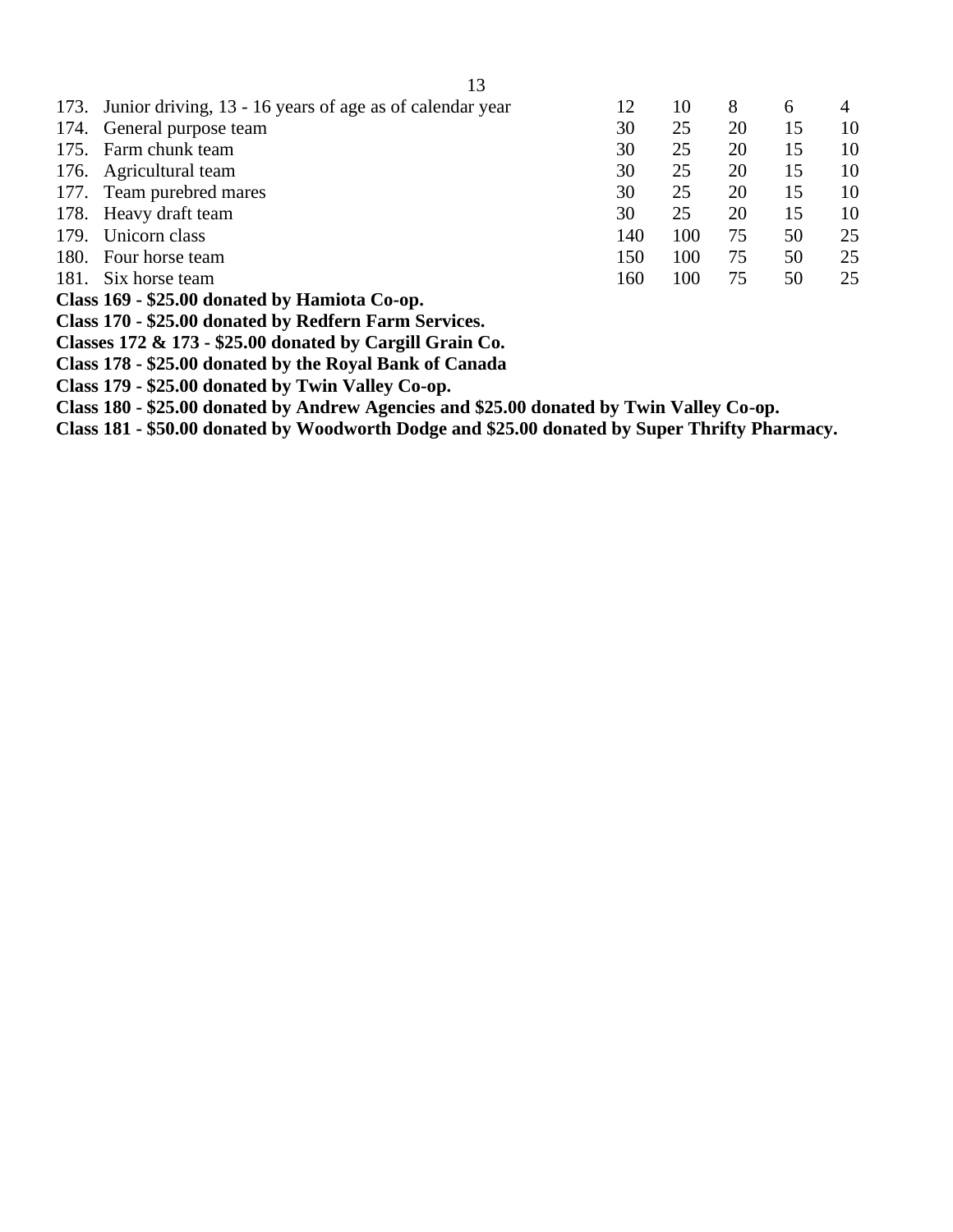| | | | | | | |
|---|---|---|---|---|---|---|
| 173. | Junior driving, 13 - 16 years of age as of calendar year | 12 | 10 | 8 | 6 | 4 |
| 174. | General purpose team | 30 | 25 | 20 | 15 | 10 |
| 175. | Farm chunk team | 30 | 25 | 20 | 15 | 10 |
| 176. | Agricultural team | 30 | 25 | 20 | 15 | 10 |
| 177. | Team purebred mares | 30 | 25 | 20 | 15 | 10 |
| 178. | Heavy draft team | 30 | 25 | 20 | 15 | 10 |
| 179. | Unicorn class | 140 | 100 | 75 | 50 | 25 |
| 180. | Four horse team | 150 | 100 | 75 | 50 | 25 |
| 181. | Six horse team | 160 | 100 | 75 | 50 | 25 |

**Class 169 - $25.00 donated by Hamiota Co-op.**
**Class 170 - $25.00 donated by Redfern Farm Services.**
**Classes 172 & 173 - $25.00 donated by Cargill Grain Co.**
**Class 178 - $25.00 donated by the Royal Bank of Canada**
**Class 179 - $25.00 donated by Twin Valley Co-op.**
**Class 180 - $25.00 donated by Andrew Agencies and $25.00 donated by Twin Valley Co-op.**
**Class 181 - $50.00 donated by Woodworth Dodge and $25.00 donated by Super Thrifty Pharmacy.**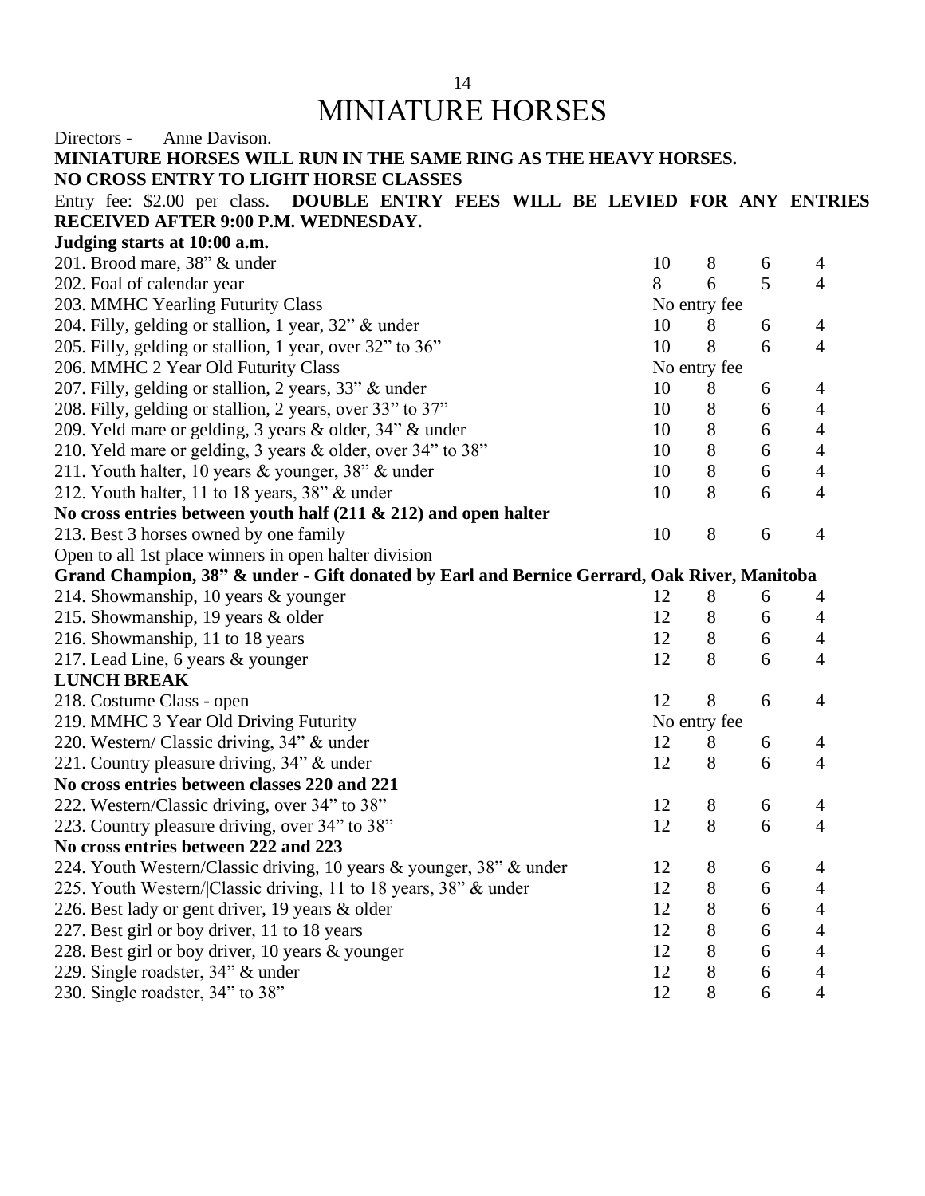# MINIATURE HORSES

Directors - Anne Davison.

**MINIATURE HORSES WILL RUN IN THE SAME RING AS THE HEAVY HORSES.**

**NO CROSS ENTRY TO LIGHT HORSE CLASSES**

Entry fee: $2.00 per class. **DOUBLE ENTRY FEES WILL BE LEVIED FOR ANY ENTRIES RECEIVED AFTER 9:00 P.M. WEDNESDAY.**

**Judging starts at 10:00 a.m.**

| Class | | | | |
|---|---|---|---|---|
| 201. Brood mare, 38” & under | 10 | 8 | 6 | 4 |
| 202. Foal of calendar year | 8 | 6 | 5 | 4 |
| 203. MMHC Yearling Futurity Class | No entry fee | | | |
| 204. Filly, gelding or stallion, 1 year, 32” & under | 10 | 8 | 6 | 4 |
| 205. Filly, gelding or stallion, 1 year, over 32” to 36” | 10 | 8 | 6 | 4 |
| 206. MMHC 2 Year Old Futurity Class | No entry fee | | | |
| 207. Filly, gelding or stallion, 2 years, 33” & under | 10 | 8 | 6 | 4 |
| 208. Filly, gelding or stallion, 2 years, over 33” to 37” | 10 | 8 | 6 | 4 |
| 209. Yeld mare or gelding, 3 years & older, 34” & under | 10 | 8 | 6 | 4 |
| 210. Yeld mare or gelding, 3 years & older, over 34” to 38” | 10 | 8 | 6 | 4 |
| 211. Youth halter, 10 years & younger, 38” & under | 10 | 8 | 6 | 4 |
| 212. Youth halter, 11 to 18 years, 38” & under | 10 | 8 | 6 | 4 |
| **No cross entries between youth half (211 & 212) and open halter** | | | | |
| 213. Best 3 horses owned by one family | 10 | 8 | 6 | 4 |
| Open to all 1st place winners in open halter division | | | | |
| **Grand Champion, 38” & under - Gift donated by Earl and Bernice Gerrard, Oak River, Manitoba** | | | | |
| 214. Showmanship, 10 years & younger | 12 | 8 | 6 | 4 |
| 215. Showmanship, 19 years & older | 12 | 8 | 6 | 4 |
| 216. Showmanship, 11 to 18 years | 12 | 8 | 6 | 4 |
| 217. Lead Line, 6 years & younger | 12 | 8 | 6 | 4 |
| **LUNCH BREAK** | | | | |
| 218. Costume Class - open | 12 | 8 | 6 | 4 |
| 219. MMHC 3 Year Old Driving Futurity | No entry fee | | | |
| 220. Western/ Classic driving, 34” & under | 12 | 8 | 6 | 4 |
| 221. Country pleasure driving, 34” & under | 12 | 8 | 6 | 4 |
| **No cross entries between classes 220 and 221** | | | | |
| 222. Western/Classic driving, over 34” to 38” | 12 | 8 | 6 | 4 |
| 223. Country pleasure driving, over 34” to 38” | 12 | 8 | 6 | 4 |
| **No cross entries between 222 and 223** | | | | |
| 224. Youth Western/Classic driving, 10 years & younger, 38” & under | 12 | 8 | 6 | 4 |
| 225. Youth Western/|Classic driving, 11 to 18 years, 38” & under | 12 | 8 | 6 | 4 |
| 226. Best lady or gent driver, 19 years & older | 12 | 8 | 6 | 4 |
| 227. Best girl or boy driver, 11 to 18 years | 12 | 8 | 6 | 4 |
| 228. Best girl or boy driver, 10 years & younger | 12 | 8 | 6 | 4 |
| 229. Single roadster, 34” & under | 12 | 8 | 6 | 4 |
| 230. Single roadster, 34” to 38” | 12 | 8 | 6 | 4 |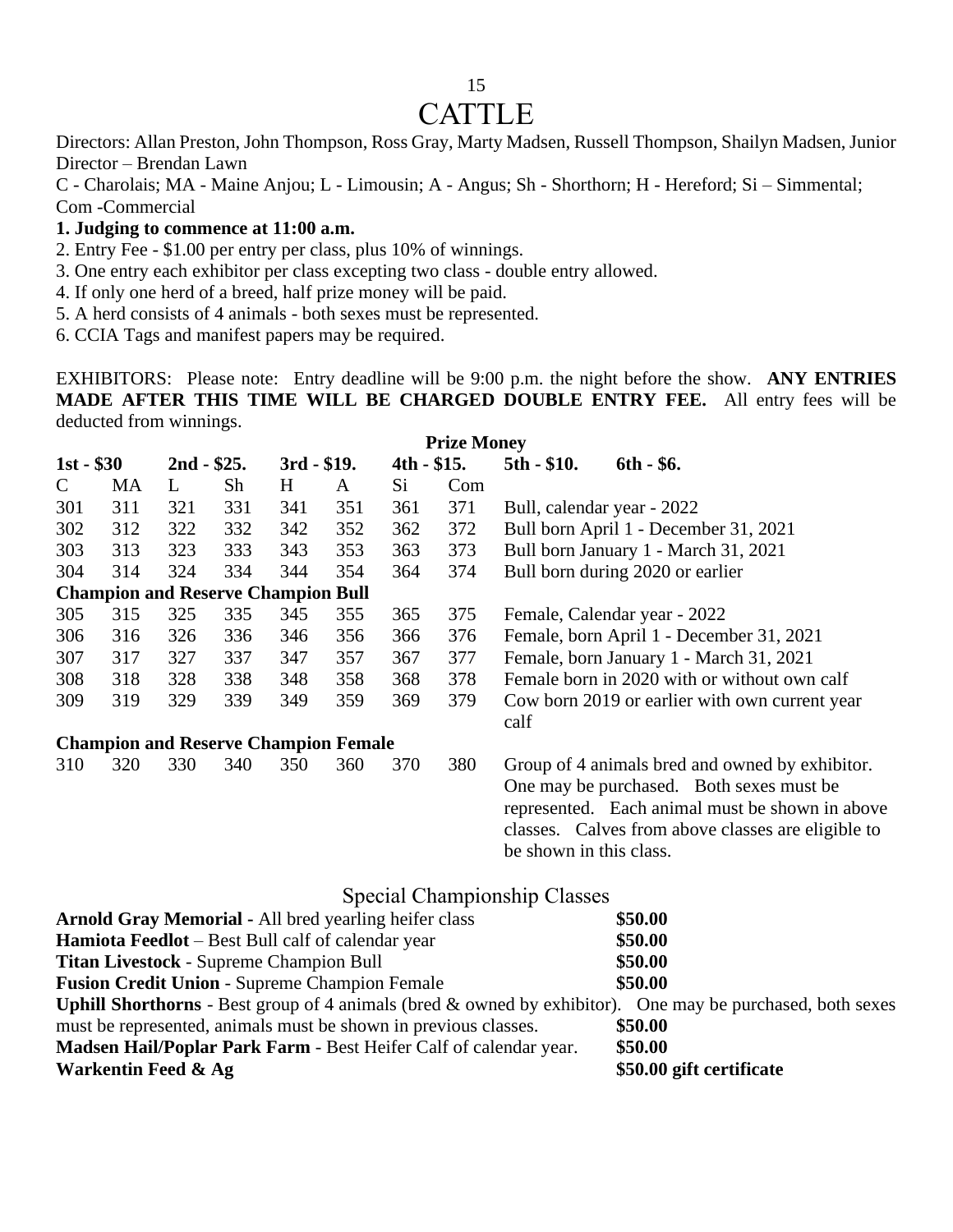# CATTLE

Directors: Allan Preston, John Thompson, Ross Gray, Marty Madsen, Russell Thompson, Shailyn Madsen, Junior Director – Brendan Lawn

C - Charolais; MA - Maine Anjou; L - Limousin; A - Angus; Sh - Shorthorn; H - Hereford; Si – Simmental; Com -Commercial

**1. Judging to commence at 11:00 a.m.**

2. Entry Fee - $1.00 per entry per class, plus 10% of winnings.

3. One entry each exhibitor per class excepting two class - double entry allowed.

4. If only one herd of a breed, half prize money will be paid.

5. A herd consists of 4 animals - both sexes must be represented.

6. CCIA Tags and manifest papers may be required.

EXHIBITORS: Please note: Entry deadline will be 9:00 p.m. the night before the show. **ANY ENTRIES MADE AFTER THIS TIME WILL BE CHARGED DOUBLE ENTRY FEE.** All entry fees will be deducted from winnings.

**Prize Money**

**1st - $30 2nd - $25. 3rd - $19. 4th - $15. 5th - $10. 6th - $6.**

| C | MA | L | Sh | H | A | Si | Com | |
|---|---|---|---|---|---|---|---|---|
| 301 | 311 | 321 | 331 | 341 | 351 | 361 | 371 | Bull, calendar year - 2022 |
| 302 | 312 | 322 | 332 | 342 | 352 | 362 | 372 | Bull born April 1 - December 31, 2021 |
| 303 | 313 | 323 | 333 | 343 | 353 | 363 | 373 | Bull born January 1 - March 31, 2021 |
| 304 | 314 | 324 | 334 | 344 | 354 | 364 | 374 | Bull born during 2020 or earlier |
| **Champion and Reserve Champion Bull** | | | | | | | | |
| 305 | 315 | 325 | 335 | 345 | 355 | 365 | 375 | Female, Calendar year - 2022 |
| 306 | 316 | 326 | 336 | 346 | 356 | 366 | 376 | Female, born April 1 - December 31, 2021 |
| 307 | 317 | 327 | 337 | 347 | 357 | 367 | 377 | Female, born January 1 - March 31, 2021 |
| 308 | 318 | 328 | 338 | 348 | 358 | 368 | 378 | Female born in 2020 with or without own calf |
| 309 | 319 | 329 | 339 | 349 | 359 | 369 | 379 | Cow born 2019 or earlier with own current year calf |
| **Champion and Reserve Champion Female** | | | | | | | | |
| 310 | 320 | 330 | 340 | 350 | 360 | 370 | 380 | Group of 4 animals bred and owned by exhibitor. One may be purchased. Both sexes must be represented. Each animal must be shown in above classes. Calves from above classes are eligible to be shown in this class. |

## Special Championship Classes

**Arnold Gray Memorial -** All bred yearling heifer class **$50.00**

**Hamiota Feedlot** – Best Bull calf of calendar year **$50.00**

**Titan Livestock** - Supreme Champion Bull **$50.00**

**Fusion Credit Union** - Supreme Champion Female **$50.00**

**Uphill Shorthorns** - Best group of 4 animals (bred & owned by exhibitor). One may be purchased, both sexes must be represented, animals must be shown in previous classes. **$50.00**

**Madsen Hail/Poplar Park Farm** - Best Heifer Calf of calendar year. **$50.00**

**Warkentin Feed & Ag** **$50.00 gift certificate**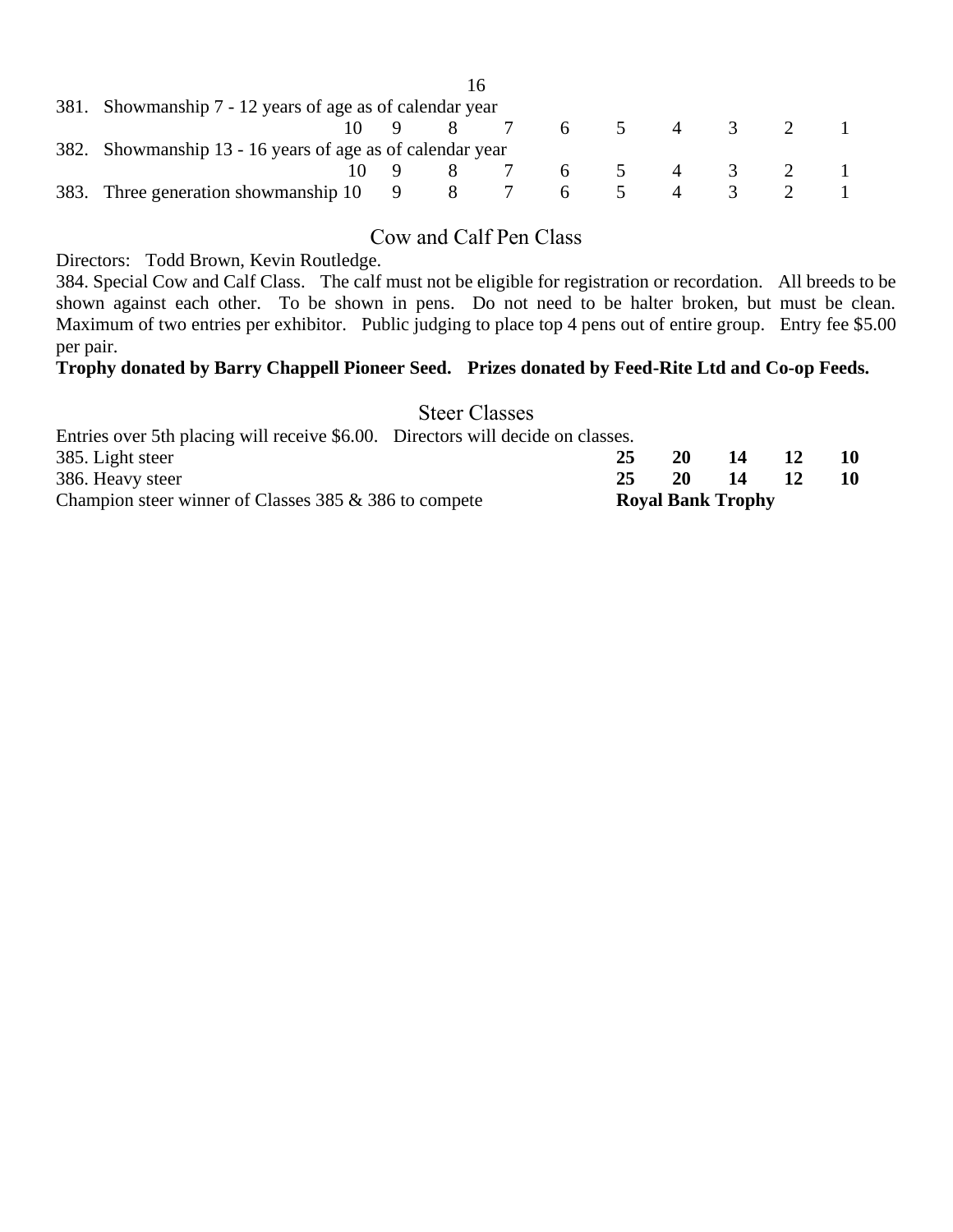381. Showmanship 7 - 12 years of age as of calendar year

10 9 8 7 6 5 4 3 2 1

382. Showmanship 13 - 16 years of age as of calendar year

10 9 8 7 6 5 4 3 2 1

383. Three generation showmanship 10 9 8 7 6 5 4 3 2 1

## Cow and Calf Pen Class

Directors: Todd Brown, Kevin Routledge.

384. Special Cow and Calf Class. The calf must not be eligible for registration or recordation. All breeds to be shown against each other. To be shown in pens. Do not need to be halter broken, but must be clean. Maximum of two entries per exhibitor. Public judging to place top 4 pens out of entire group. Entry fee $5.00 per pair.

**Trophy donated by Barry Chappell Pioneer Seed. Prizes donated by Feed-Rite Ltd and Co-op Feeds.**

## Steer Classes

Entries over 5th placing will receive $6.00. Directors will decide on classes.

| | | | | | |
|---|---|---|---|---|---|
| 385. Light steer | **25** | **20** | **14** | **12** | **10** |
| 386. Heavy steer | **25** | **20** | **14** | **12** | **10** |
| Champion steer winner of Classes 385 & 386 to compete | **Royal Bank Trophy** | | | | |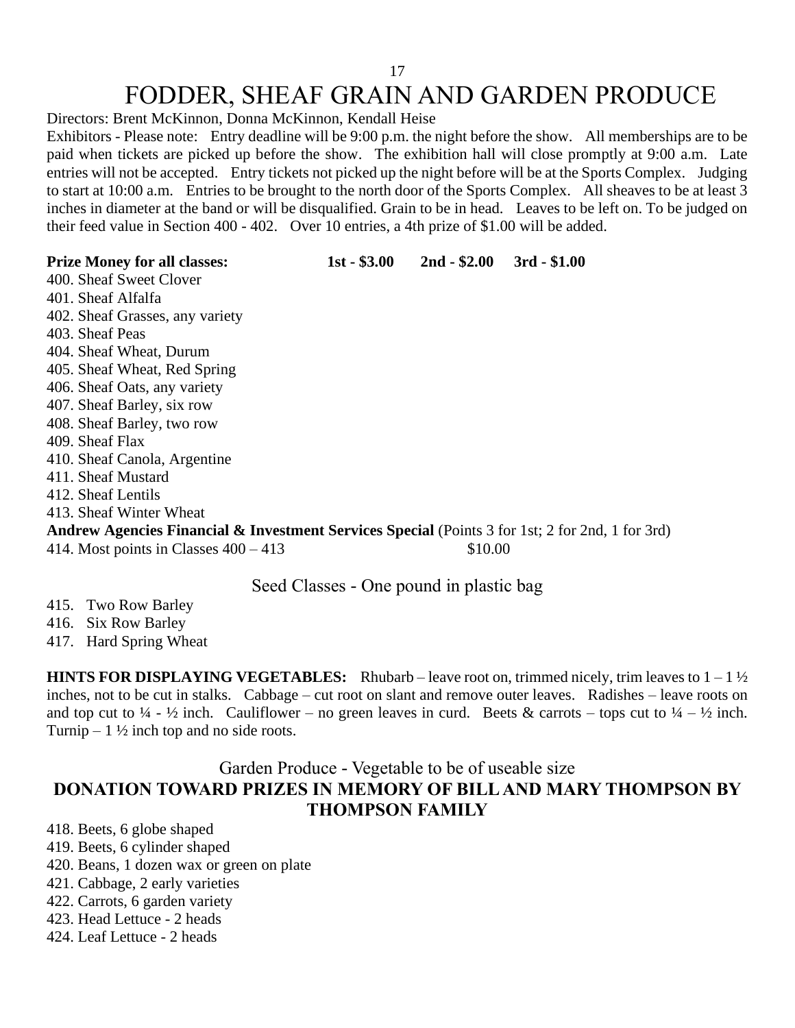# FODDER, SHEAF GRAIN AND GARDEN PRODUCE

Directors: Brent McKinnon, Donna McKinnon, Kendall Heise

Exhibitors - Please note: Entry deadline will be 9:00 p.m. the night before the show. All memberships are to be paid when tickets are picked up before the show. The exhibition hall will close promptly at 9:00 a.m. Late entries will not be accepted. Entry tickets not picked up the night before will be at the Sports Complex. Judging to start at 10:00 a.m. Entries to be brought to the north door of the Sports Complex. All sheaves to be at least 3 inches in diameter at the band or will be disqualified. Grain to be in head. Leaves to be left on. To be judged on their feed value in Section 400 - 402. Over 10 entries, a 4th prize of $1.00 will be added.

**Prize Money for all classes:** **1st - $3.00** **2nd - $2.00** **3rd - $1.00**

400. Sheaf Sweet Clover
401. Sheaf Alfalfa
402. Sheaf Grasses, any variety
403. Sheaf Peas
404. Sheaf Wheat, Durum
405. Sheaf Wheat, Red Spring
406. Sheaf Oats, any variety
407. Sheaf Barley, six row
408. Sheaf Barley, two row
409. Sheaf Flax
410. Sheaf Canola, Argentine
411. Sheaf Mustard
412. Sheaf Lentils
413. Sheaf Winter Wheat

**Andrew Agencies Financial & Investment Services Special** (Points 3 for 1st; 2 for 2nd, 1 for 3rd)

414. Most points in Classes 400 – 413 $10.00

## Seed Classes - One pound in plastic bag

415. Two Row Barley
416. Six Row Barley
417. Hard Spring Wheat

**HINTS FOR DISPLAYING VEGETABLES:** Rhubarb – leave root on, trimmed nicely, trim leaves to 1 – 1 ½ inches, not to be cut in stalks. Cabbage – cut root on slant and remove outer leaves. Radishes – leave roots on and top cut to ¼ - ½ inch. Cauliflower – no green leaves in curd. Beets & carrots – tops cut to ¼ – ½ inch. Turnip – 1 ½ inch top and no side roots.

## Garden Produce - Vegetable to be of useable size

**DONATION TOWARD PRIZES IN MEMORY OF BILL AND MARY THOMPSON BY THOMPSON FAMILY**

418. Beets, 6 globe shaped
419. Beets, 6 cylinder shaped
420. Beans, 1 dozen wax or green on plate
421. Cabbage, 2 early varieties
422. Carrots, 6 garden variety
423. Head Lettuce - 2 heads
424. Leaf Lettuce - 2 heads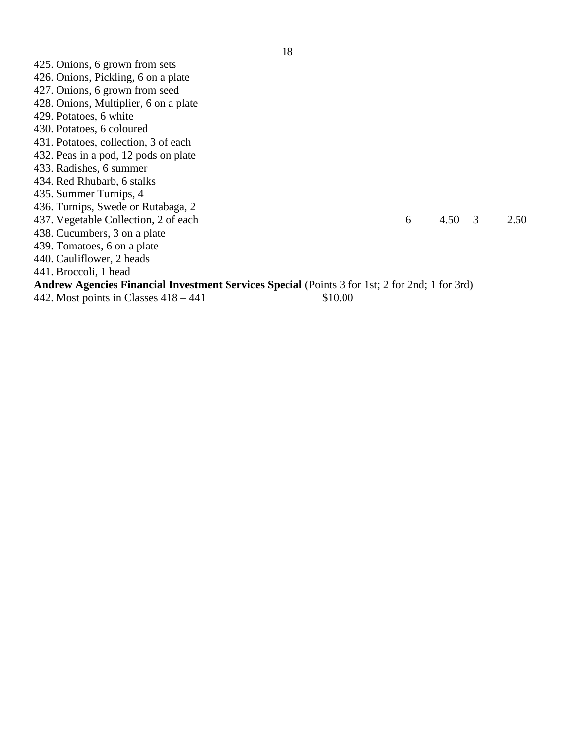425. Onions, 6 grown from sets
426. Onions, Pickling, 6 on a plate
427. Onions, 6 grown from seed
428. Onions, Multiplier, 6 on a plate
429. Potatoes, 6 white
430. Potatoes, 6 coloured
431. Potatoes, collection, 3 of each
432. Peas in a pod, 12 pods on plate
433. Radishes, 6 summer
434. Red Rhubarb, 6 stalks
435. Summer Turnips, 4
436. Turnips, Swede or Rutabaga, 2
437. Vegetable Collection, 2 of each 6 4.50 3 2.50
438. Cucumbers, 3 on a plate
439. Tomatoes, 6 on a plate
440. Cauliflower, 2 heads
441. Broccoli, 1 head

**Andrew Agencies Financial Investment Services Special** (Points 3 for 1st; 2 for 2nd; 1 for 3rd)

442. Most points in Classes 418 – 441 $10.00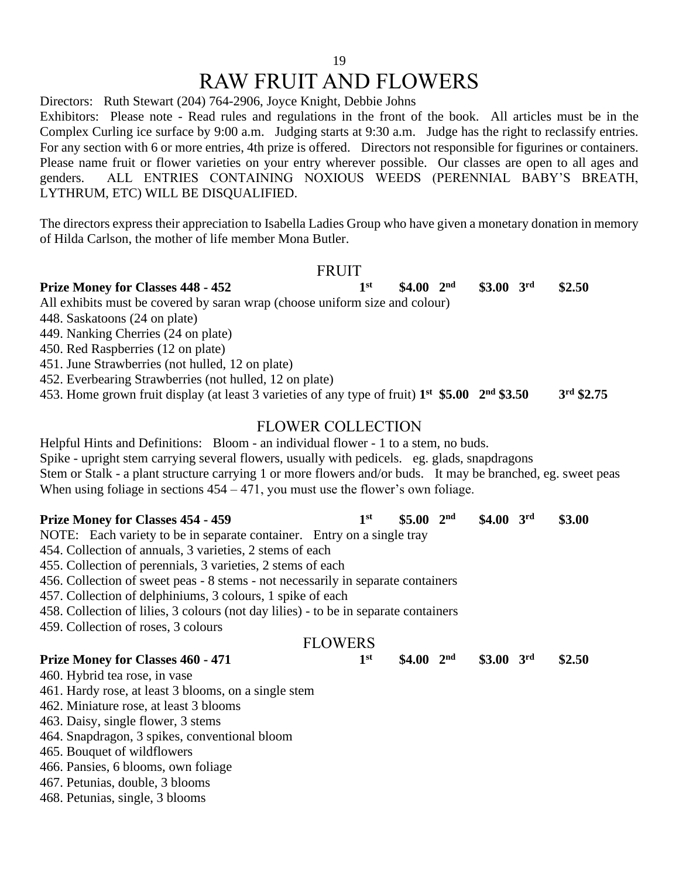# RAW FRUIT AND FLOWERS

Directors: Ruth Stewart (204) 764-2906, Joyce Knight, Debbie Johns

Exhibitors: Please note - Read rules and regulations in the front of the book. All articles must be in the Complex Curling ice surface by 9:00 a.m. Judging starts at 9:30 a.m. Judge has the right to reclassify entries. For any section with 6 or more entries, 4th prize is offered. Directors not responsible for figurines or containers. Please name fruit or flower varieties on your entry wherever possible. Our classes are open to all ages and genders. ALL ENTRIES CONTAINING NOXIOUS WEEDS (PERENNIAL BABY'S BREATH, LYTHRUM, ETC) WILL BE DISQUALIFIED.

The directors express their appreciation to Isabella Ladies Group who have given a monetary donation in memory of Hilda Carlson, the mother of life member Mona Butler.

## FRUIT

**Prize Money for Classes 448 - 452** **1st $4.00 2nd $3.00 3rd $2.50**

All exhibits must be covered by saran wrap (choose uniform size and colour)

448. Saskatoons (24 on plate)
449. Nanking Cherries (24 on plate)
450. Red Raspberries (12 on plate)
451. June Strawberries (not hulled, 12 on plate)
452. Everbearing Strawberries (not hulled, 12 on plate)
453. Home grown fruit display (at least 3 varieties of any type of fruit) **1st $5.00 2nd $3.50 3rd $2.75**

## FLOWER COLLECTION

Helpful Hints and Definitions: Bloom - an individual flower - 1 to a stem, no buds.

Spike - upright stem carrying several flowers, usually with pedicels. eg. glads, snapdragons

Stem or Stalk - a plant structure carrying 1 or more flowers and/or buds. It may be branched, eg. sweet peas

When using foliage in sections 454 – 471, you must use the flower's own foliage.

**Prize Money for Classes 454 - 459** **1st $5.00 2nd $4.00 3rd $3.00**

NOTE: Each variety to be in separate container. Entry on a single tray

454. Collection of annuals, 3 varieties, 2 stems of each
455. Collection of perennials, 3 varieties, 2 stems of each
456. Collection of sweet peas - 8 stems - not necessarily in separate containers
457. Collection of delphiniums, 3 colours, 1 spike of each
458. Collection of lilies, 3 colours (not day lilies) - to be in separate containers
459. Collection of roses, 3 colours

## FLOWERS

**Prize Money for Classes 460 - 471** **1st $4.00 2nd $3.00 3rd $2.50**

460. Hybrid tea rose, in vase
461. Hardy rose, at least 3 blooms, on a single stem
462. Miniature rose, at least 3 blooms
463. Daisy, single flower, 3 stems
464. Snapdragon, 3 spikes, conventional bloom
465. Bouquet of wildflowers
466. Pansies, 6 blooms, own foliage
467. Petunias, double, 3 blooms
468. Petunias, single, 3 blooms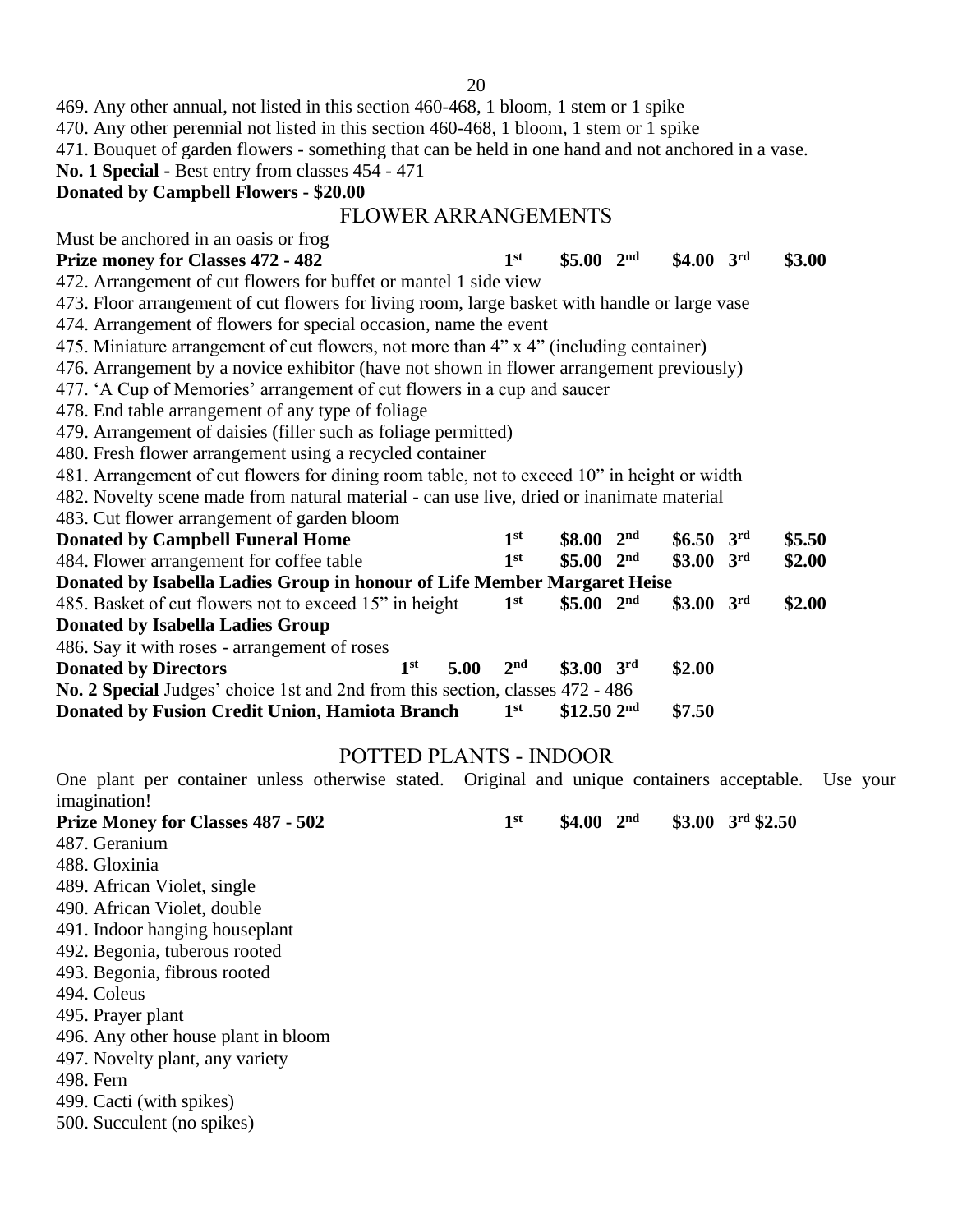469. Any other annual, not listed in this section 460-468, 1 bloom, 1 stem or 1 spike

470. Any other perennial not listed in this section 460-468, 1 bloom, 1 stem or 1 spike

471. Bouquet of garden flowers - something that can be held in one hand and not anchored in a vase.

**No. 1 Special** - Best entry from classes 454 - 471

**Donated by Campbell Flowers - $20.00**

## FLOWER ARRANGEMENTS

Must be anchored in an oasis or frog

**Prize money for Classes 472 - 482** — **1st $5.00 2nd $4.00 3rd $3.00**

472. Arrangement of cut flowers for buffet or mantel 1 side view

473. Floor arrangement of cut flowers for living room, large basket with handle or large vase

474. Arrangement of flowers for special occasion, name the event

475. Miniature arrangement of cut flowers, not more than 4" x 4" (including container)

476. Arrangement by a novice exhibitor (have not shown in flower arrangement previously)

477. 'A Cup of Memories' arrangement of cut flowers in a cup and saucer

478. End table arrangement of any type of foliage

479. Arrangement of daisies (filler such as foliage permitted)

480. Fresh flower arrangement using a recycled container

481. Arrangement of cut flowers for dining room table, not to exceed 10" in height or width

482. Novelty scene made from natural material - can use live, dried or inanimate material

483. Cut flower arrangement of garden bloom

**Donated by Campbell Funeral Home** — **1st $8.00 2nd $6.50 3rd $5.50**

484. Flower arrangement for coffee table — **1st $5.00 2nd $3.00 3rd $2.00**

**Donated by Isabella Ladies Group in honour of Life Member Margaret Heise**

485. Basket of cut flowers not to exceed 15" in height — **1st $5.00 2nd $3.00 3rd $2.00**

**Donated by Isabella Ladies Group**

486. Say it with roses - arrangement of roses

**Donated by Directors** — **1st 5.00 2nd $3.00 3rd $2.00**

**No. 2 Special** Judges' choice 1st and 2nd from this section, classes 472 - 486

**Donated by Fusion Credit Union, Hamiota Branch** — **1st $12.50 2nd $7.50**

## POTTED PLANTS - INDOOR

One plant per container unless otherwise stated. Original and unique containers acceptable. Use your imagination!

**Prize Money for Classes 487 - 502** — **1st $4.00 2nd $3.00 3rd $2.50**

487. Geranium

488. Gloxinia

489. African Violet, single

490. African Violet, double

491. Indoor hanging houseplant

492. Begonia, tuberous rooted

493. Begonia, fibrous rooted

494. Coleus

495. Prayer plant

496. Any other house plant in bloom

497. Novelty plant, any variety

498. Fern

499. Cacti (with spikes)

500. Succulent (no spikes)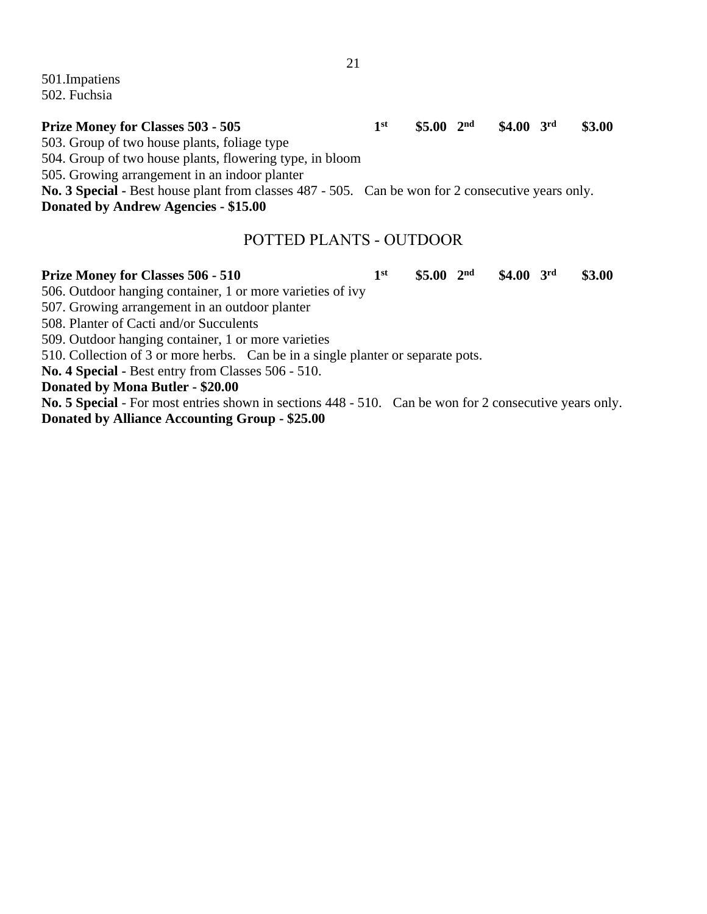501.Impatiens
502. Fuchsia

**Prize Money for Classes 503 - 505 1st $5.00 2nd $4.00 3rd $3.00**

503. Group of two house plants, foliage type
504. Group of two house plants, flowering type, in bloom
505. Growing arrangement in an indoor planter

**No. 3 Special -** Best house plant from classes 487 - 505. Can be won for 2 consecutive years only.
**Donated by Andrew Agencies - $15.00**

## POTTED PLANTS - OUTDOOR

**Prize Money for Classes 506 - 510 1st $5.00 2nd $4.00 3rd $3.00**

506. Outdoor hanging container, 1 or more varieties of ivy
507. Growing arrangement in an outdoor planter
508. Planter of Cacti and/or Succulents
509. Outdoor hanging container, 1 or more varieties
510. Collection of 3 or more herbs. Can be in a single planter or separate pots.

**No. 4 Special -** Best entry from Classes 506 - 510.
**Donated by Mona Butler - $20.00**

**No. 5 Special** - For most entries shown in sections 448 - 510. Can be won for 2 consecutive years only.
**Donated by Alliance Accounting Group - $25.00**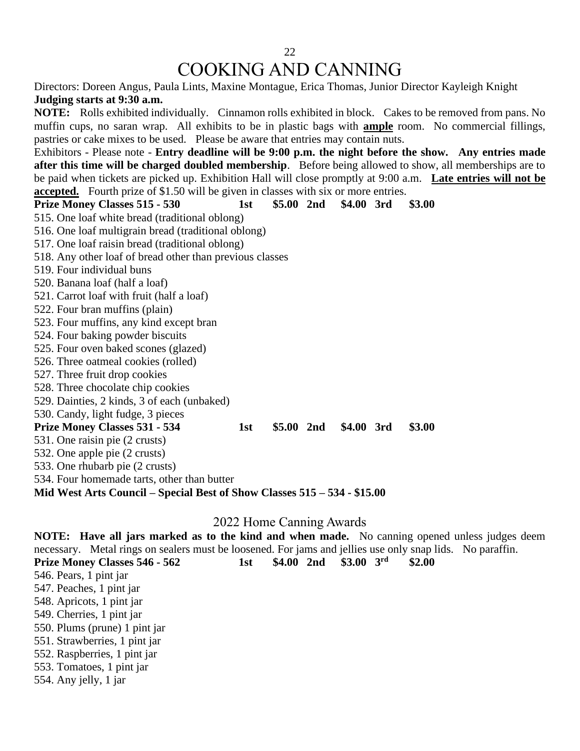# COOKING AND CANNING

Directors: Doreen Angus, Paula Lints, Maxine Montague, Erica Thomas, Junior Director Kayleigh Knight

**Judging starts at 9:30 a.m.**

**NOTE:** Rolls exhibited individually. Cinnamon rolls exhibited in block. Cakes to be removed from pans. No muffin cups, no saran wrap. All exhibits to be in plastic bags with **ample** room. No commercial fillings, pastries or cake mixes to be used. Please be aware that entries may contain nuts.

Exhibitors - Please note - **Entry deadline will be 9:00 p.m. the night before the show. Any entries made after this time will be charged doubled membership**. Before being allowed to show, all memberships are to be paid when tickets are picked up. Exhibition Hall will close promptly at 9:00 a.m. **Late entries will not be accepted.** Fourth prize of $1.50 will be given in classes with six or more entries.

**Prize Money Classes 515 - 530 1st $5.00 2nd $4.00 3rd $3.00**

515. One loaf white bread (traditional oblong)
516. One loaf multigrain bread (traditional oblong)
517. One loaf raisin bread (traditional oblong)
518. Any other loaf of bread other than previous classes
519. Four individual buns
520. Banana loaf (half a loaf)
521. Carrot loaf with fruit (half a loaf)
522. Four bran muffins (plain)
523. Four muffins, any kind except bran
524. Four baking powder biscuits
525. Four oven baked scones (glazed)
526. Three oatmeal cookies (rolled)
527. Three fruit drop cookies
528. Three chocolate chip cookies
529. Dainties, 2 kinds, 3 of each (unbaked)
530. Candy, light fudge, 3 pieces

**Prize Money Classes 531 - 534 1st $5.00 2nd $4.00 3rd $3.00**

531. One raisin pie (2 crusts)
532. One apple pie (2 crusts)
533. One rhubarb pie (2 crusts)
534. Four homemade tarts, other than butter

**Mid West Arts Council – Special Best of Show Classes 515 – 534 - $15.00**

## 2022 Home Canning Awards

**NOTE: Have all jars marked as to the kind and when made.** No canning opened unless judges deem necessary. Metal rings on sealers must be loosened. For jams and jellies use only snap lids. No paraffin.

**Prize Money Classes 546 - 562 1st $4.00 2nd $3.00 3rd $2.00**

546. Pears, 1 pint jar
547. Peaches, 1 pint jar
548. Apricots, 1 pint jar
549. Cherries, 1 pint jar
550. Plums (prune) 1 pint jar
551. Strawberries, 1 pint jar
552. Raspberries, 1 pint jar
553. Tomatoes, 1 pint jar
554. Any jelly, 1 jar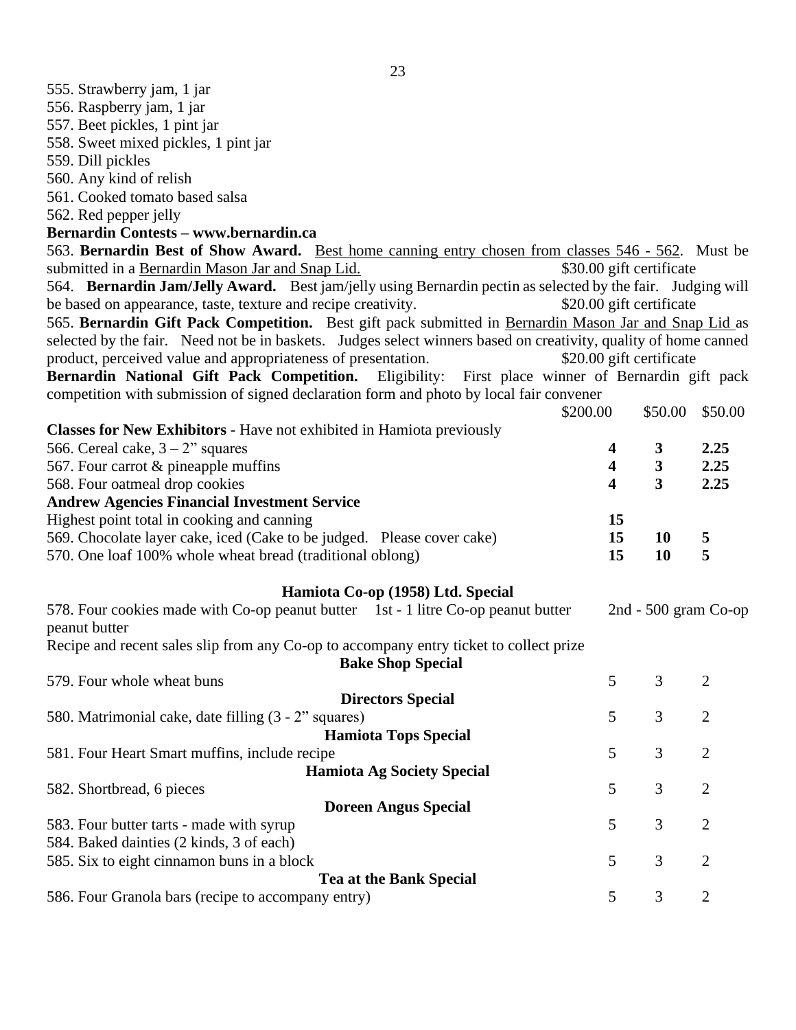555. Strawberry jam, 1 jar
556. Raspberry jam, 1 jar
557. Beet pickles, 1 pint jar
558. Sweet mixed pickles, 1 pint jar
559. Dill pickles
560. Any kind of relish
561. Cooked tomato based salsa
562. Red pepper jelly

**Bernardin Contests – www.bernardin.ca**

563. **Bernardin Best of Show Award.** Best home canning entry chosen from classes 546 - 562. Must be submitted in a Bernardin Mason Jar and Snap Lid. $30.00 gift certificate

564. **Bernardin Jam/Jelly Award.** Best jam/jelly using Bernardin pectin as selected by the fair. Judging will be based on appearance, taste, texture and recipe creativity. $20.00 gift certificate

565. **Bernardin Gift Pack Competition.** Best gift pack submitted in Bernardin Mason Jar and Snap Lid as selected by the fair. Need not be in baskets. Judges select winners based on creativity, quality of home canned product, perceived value and appropriateness of presentation. $20.00 gift certificate

**Bernardin National Gift Pack Competition.** Eligibility: First place winner of Bernardin gift pack competition with submission of signed declaration form and photo by local fair convener

$200.00 $50.00 $50.00

| | | | |
|---|---|---|---|
| **Classes for New Exhibitors -** Have not exhibited in Hamiota previously | | | |
| 566. Cereal cake, 3 – 2" squares | **4** | **3** | **2.25** |
| 567. Four carrot & pineapple muffins | **4** | **3** | **2.25** |
| 568. Four oatmeal drop cookies | **4** | **3** | **2.25** |
| **Andrew Agencies Financial Investment Service** | | | |
| Highest point total in cooking and canning | **15** | | |
| 569. Chocolate layer cake, iced (Cake to be judged. Please cover cake) | **15** | **10** | **5** |
| 570. One loaf 100% whole wheat bread (traditional oblong) | **15** | **10** | **5** |

**Hamiota Co-op (1958) Ltd. Special**

578. Four cookies made with Co-op peanut butter 1st - 1 litre Co-op peanut butter 2nd - 500 gram Co-op peanut butter

Recipe and recent sales slip from any Co-op to accompany entry ticket to collect prize

| | | | |
|---|---|---|---|
| **Bake Shop Special** | | | |
| 579. Four whole wheat buns | 5 | 3 | 2 |
| **Directors Special** | | | |
| 580. Matrimonial cake, date filling (3 - 2" squares) | 5 | 3 | 2 |
| **Hamiota Tops Special** | | | |
| 581. Four Heart Smart muffins, include recipe | 5 | 3 | 2 |
| **Hamiota Ag Society Special** | | | |
| 582. Shortbread, 6 pieces | 5 | 3 | 2 |
| **Doreen Angus Special** | | | |
| 583. Four butter tarts - made with syrup | 5 | 3 | 2 |
| 584. Baked dainties (2 kinds, 3 of each) | | | |
| 585. Six to eight cinnamon buns in a block | 5 | 3 | 2 |
| **Tea at the Bank Special** | | | |
| 586. Four Granola bars (recipe to accompany entry) | 5 | 3 | 2 |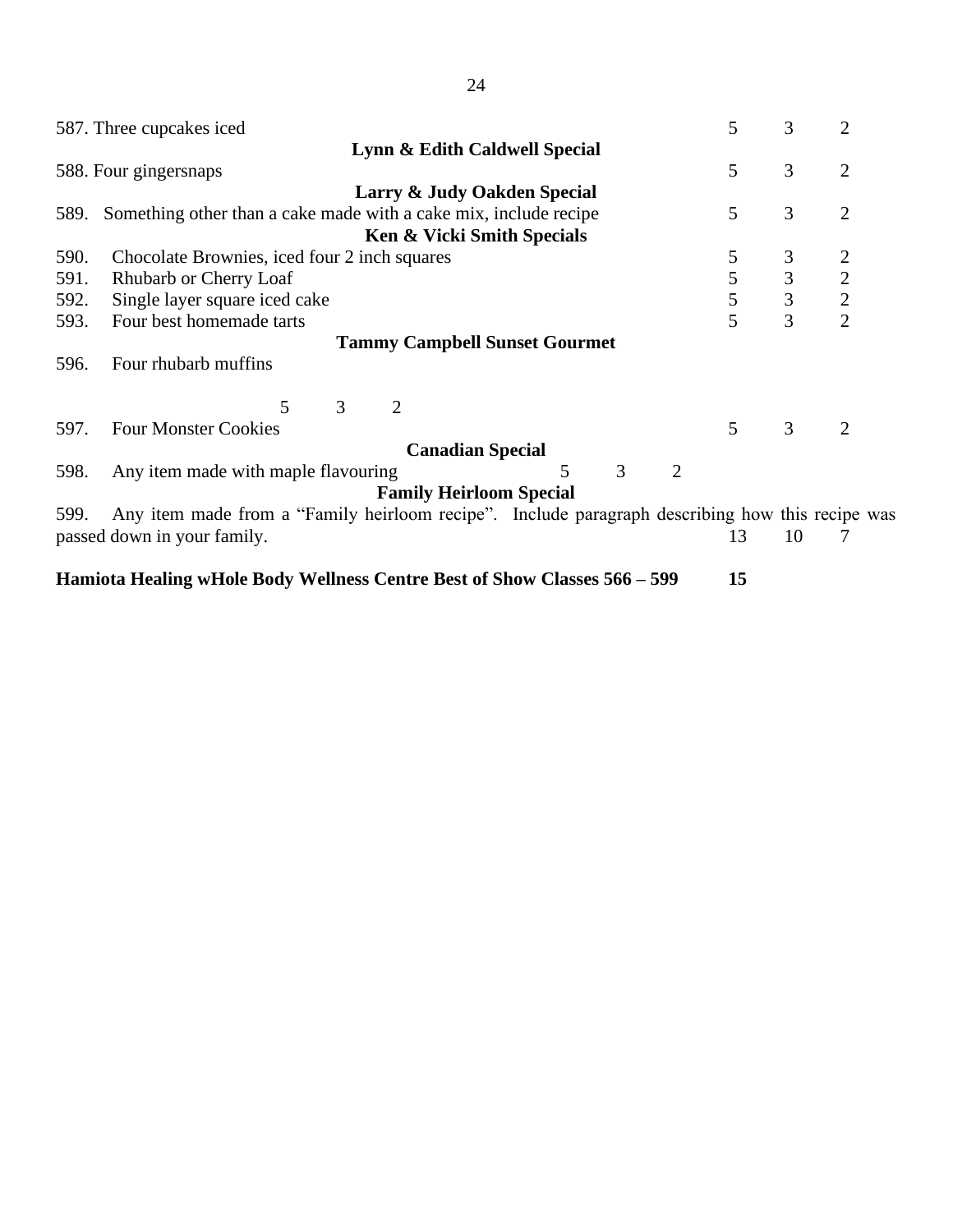587. Three cupcakes iced 5 3 2

**Lynn & Edith Caldwell Special**

588. Four gingersnaps 5 3 2

**Larry & Judy Oakden Special**

589. Something other than a cake made with a cake mix, include recipe 5 3 2

**Ken & Vicki Smith Specials**

590. Chocolate Brownies, iced four 2 inch squares 5 3 2
591. Rhubarb or Cherry Loaf 5 3 2
592. Single layer square iced cake 5 3 2
593. Four best homemade tarts 5 3 2

**Tammy Campbell Sunset Gourmet**

596. Four rhubarb muffins

5 3 2

597. Four Monster Cookies 5 3 2

**Canadian Special**

598. Any item made with maple flavouring 5 3 2

**Family Heirloom Special**

599. Any item made from a "Family heirloom recipe". Include paragraph describing how this recipe was passed down in your family. 13 10 7

**Hamiota Healing wHole Body Wellness Centre Best of Show Classes 566 – 599 15**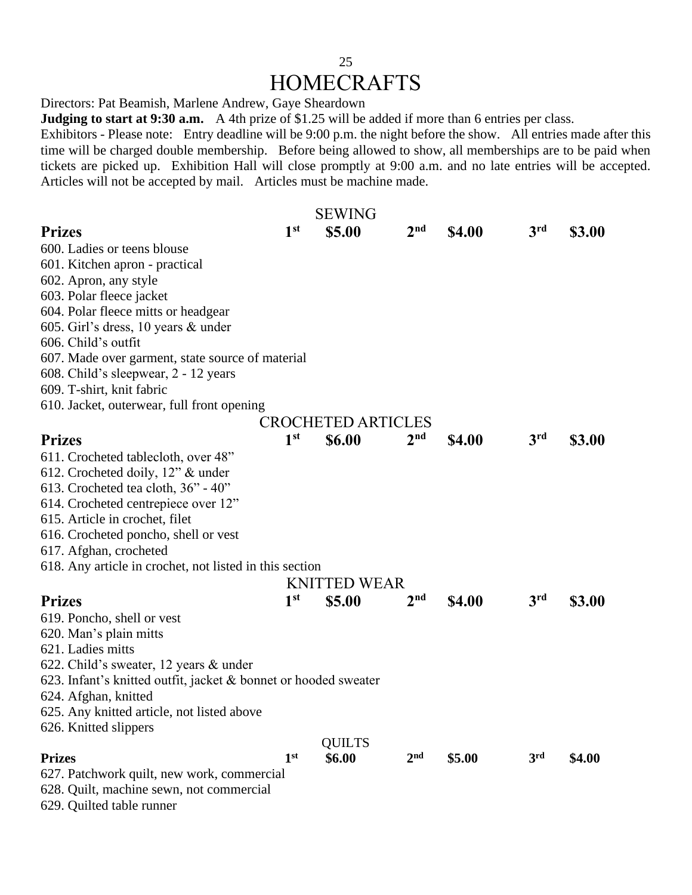# HOMECRAFTS

Directors: Pat Beamish, Marlene Andrew, Gaye Sheardown

**Judging to start at 9:30 a.m.** A 4th prize of $1.25 will be added if more than 6 entries per class.

Exhibitors - Please note: Entry deadline will be 9:00 p.m. the night before the show. All entries made after this time will be charged double membership. Before being allowed to show, all memberships are to be paid when tickets are picked up. Exhibition Hall will close promptly at 9:00 a.m. and no late entries will be accepted. Articles will not be accepted by mail. Articles must be machine made.

## SEWING

**Prizes** 1st **$5.00** 2nd **$4.00** 3rd **$3.00**

600. Ladies or teens blouse
601. Kitchen apron - practical
602. Apron, any style
603. Polar fleece jacket
604. Polar fleece mitts or headgear
605. Girl's dress, 10 years & under
606. Child's outfit
607. Made over garment, state source of material
608. Child's sleepwear, 2 - 12 years
609. T-shirt, knit fabric
610. Jacket, outerwear, full front opening

## CROCHETED ARTICLES

**Prizes** 1st **$6.00** 2nd **$4.00** 3rd **$3.00**

611. Crocheted tablecloth, over 48"
612. Crocheted doily, 12" & under
613. Crocheted tea cloth, 36" - 40"
614. Crocheted centrepiece over 12"
615. Article in crochet, filet
616. Crocheted poncho, shell or vest
617. Afghan, crocheted
618. Any article in crochet, not listed in this section

## KNITTED WEAR

**Prizes** 1st **$5.00** 2nd **$4.00** 3rd **$3.00**

619. Poncho, shell or vest
620. Man's plain mitts
621. Ladies mitts
622. Child's sweater, 12 years & under
623. Infant's knitted outfit, jacket & bonnet or hooded sweater
624. Afghan, knitted
625. Any knitted article, not listed above
626. Knitted slippers

## QUILTS

**Prizes** 1st **$6.00** 2nd **$5.00** 3rd **$4.00**

627. Patchwork quilt, new work, commercial
628. Quilt, machine sewn, not commercial
629. Quilted table runner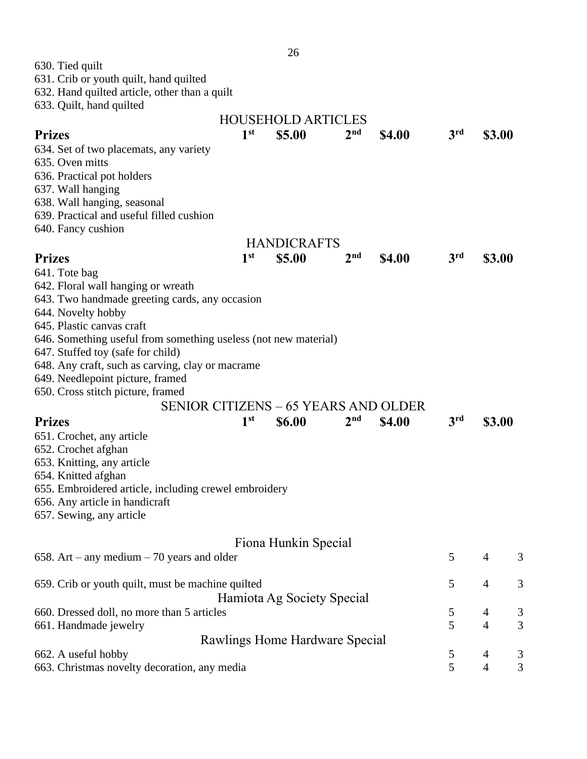630. Tied quilt
631. Crib or youth quilt, hand quilted
632. Hand quilted article, other than a quilt
633. Quilt, hand quilted

## HOUSEHOLD ARTICLES

**Prizes** **1st $5.00 2nd $4.00 3rd $3.00**

634. Set of two placemats, any variety
635. Oven mitts
636. Practical pot holders
637. Wall hanging
638. Wall hanging, seasonal
639. Practical and useful filled cushion
640. Fancy cushion

## HANDICRAFTS

**Prizes** **1st $5.00 2nd $4.00 3rd $3.00**

641. Tote bag
642. Floral wall hanging or wreath
643. Two handmade greeting cards, any occasion
644. Novelty hobby
645. Plastic canvas craft
646. Something useful from something useless (not new material)
647. Stuffed toy (safe for child)
648. Any craft, such as carving, clay or macrame
649. Needlepoint picture, framed
650. Cross stitch picture, framed

## SENIOR CITIZENS – 65 YEARS AND OLDER

**Prizes** **1st $6.00 2nd $4.00 3rd $3.00**

651. Crochet, any article
652. Crochet afghan
653. Knitting, any article
654. Knitted afghan
655. Embroidered article, including crewel embroidery
656. Any article in handicraft
657. Sewing, any article

## Fiona Hunkin Special

| | | | |
|---|---|---|---|
| 658. Art – any medium – 70 years and older | 5 | 4 | 3 |
| 659. Crib or youth quilt, must be machine quilted | 5 | 4 | 3 |

## Hamiota Ag Society Special

| | | | |
|---|---|---|---|
| 660. Dressed doll, no more than 5 articles | 5 | 4 | 3 |
| 661. Handmade jewelry | 5 | 4 | 3 |

## Rawlings Home Hardware Special

| | | | |
|---|---|---|---|
| 662. A useful hobby | 5 | 4 | 3 |
| 663. Christmas novelty decoration, any media | 5 | 4 | 3 |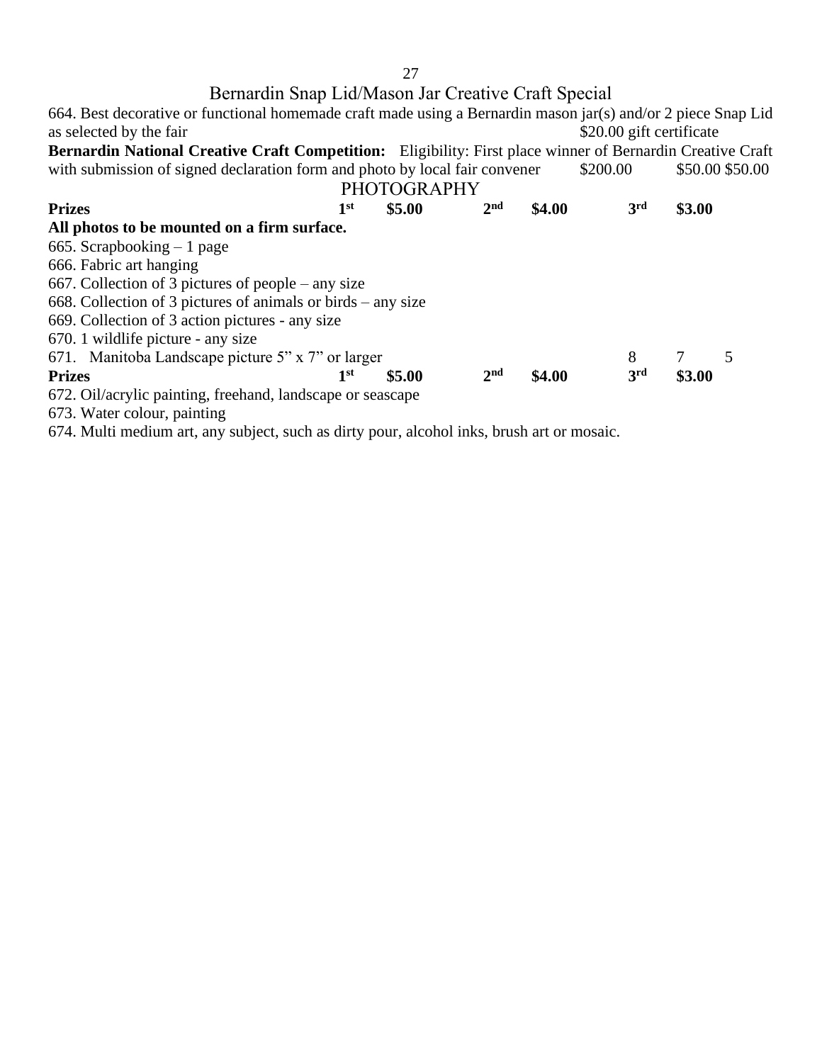## Bernardin Snap Lid/Mason Jar Creative Craft Special

664. Best decorative or functional homemade craft made using a Bernardin mason jar(s) and/or 2 piece Snap Lid as selected by the fair $20.00 gift certificate

**Bernardin National Creative Craft Competition:** Eligibility: First place winner of Bernardin Creative Craft with submission of signed declaration form and photo by local fair convener $200.00 $50.00 $50.00

## PHOTOGRAPHY

| **Prizes** | **1st** | **$5.00** | **2nd** | **$4.00** | **3rd** | **$3.00** |
|---|---|---|---|---|---|---|

**All photos to be mounted on a firm surface.**

665. Scrapbooking – 1 page
666. Fabric art hanging
667. Collection of 3 pictures of people – any size
668. Collection of 3 pictures of animals or birds – any size
669. Collection of 3 action pictures - any size
670. 1 wildlife picture - any size
671. Manitoba Landscape picture 5” x 7” or larger 8 7 5

| **Prizes** | **1st** | **$5.00** | **2nd** | **$4.00** | **3rd** | **$3.00** |
|---|---|---|---|---|---|---|

672. Oil/acrylic painting, freehand, landscape or seascape
673. Water colour, painting
674. Multi medium art, any subject, such as dirty pour, alcohol inks, brush art or mosaic.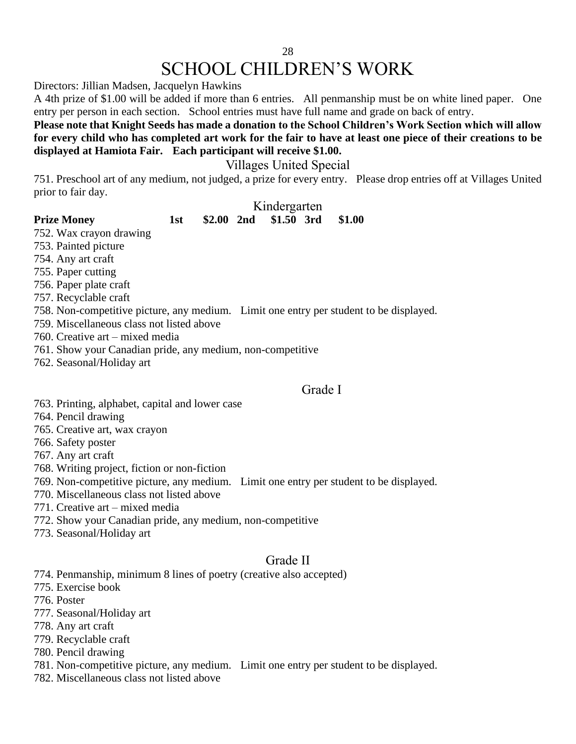# SCHOOL CHILDREN'S WORK

Directors: Jillian Madsen, Jacquelyn Hawkins

A 4th prize of $1.00 will be added if more than 6 entries. All penmanship must be on white lined paper. One entry per person in each section. School entries must have full name and grade on back of entry.

**Please note that Knight Seeds has made a donation to the School Children's Work Section which will allow for every child who has completed art work for the fair to have at least one piece of their creations to be displayed at Hamiota Fair. Each participant will receive $1.00.**

## Villages United Special

751. Preschool art of any medium, not judged, a prize for every entry. Please drop entries off at Villages United prior to fair day.

## Kindergarten

**Prize Money 1st $2.00 2nd $1.50 3rd $1.00**

752. Wax crayon drawing
753. Painted picture
754. Any art craft
755. Paper cutting
756. Paper plate craft
757. Recyclable craft
758. Non-competitive picture, any medium. Limit one entry per student to be displayed.
759. Miscellaneous class not listed above
760. Creative art – mixed media
761. Show your Canadian pride, any medium, non-competitive
762. Seasonal/Holiday art

## Grade I

763. Printing, alphabet, capital and lower case
764. Pencil drawing
765. Creative art, wax crayon
766. Safety poster
767. Any art craft
768. Writing project, fiction or non-fiction
769. Non-competitive picture, any medium. Limit one entry per student to be displayed.
770. Miscellaneous class not listed above
771. Creative art – mixed media
772. Show your Canadian pride, any medium, non-competitive
773. Seasonal/Holiday art

## Grade II

774. Penmanship, minimum 8 lines of poetry (creative also accepted)
775. Exercise book
776. Poster
777. Seasonal/Holiday art
778. Any art craft
779. Recyclable craft
780. Pencil drawing
781. Non-competitive picture, any medium. Limit one entry per student to be displayed.
782. Miscellaneous class not listed above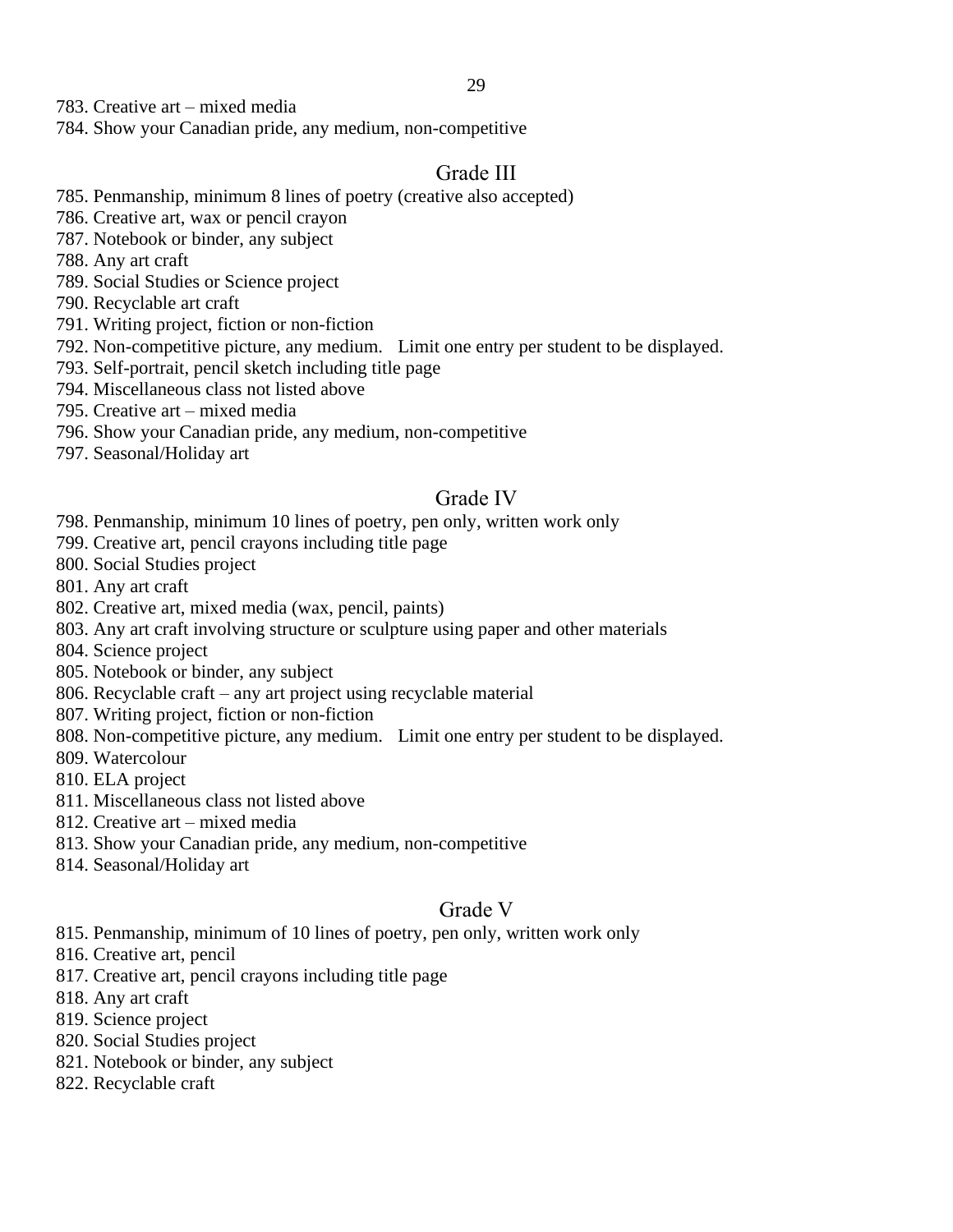783. Creative art – mixed media
784. Show your Canadian pride, any medium, non-competitive

## Grade III

785. Penmanship, minimum 8 lines of poetry (creative also accepted)
786. Creative art, wax or pencil crayon
787. Notebook or binder, any subject
788. Any art craft
789. Social Studies or Science project
790. Recyclable art craft
791. Writing project, fiction or non-fiction
792. Non-competitive picture, any medium. Limit one entry per student to be displayed.
793. Self-portrait, pencil sketch including title page
794. Miscellaneous class not listed above
795. Creative art – mixed media
796. Show your Canadian pride, any medium, non-competitive
797. Seasonal/Holiday art

## Grade IV

798. Penmanship, minimum 10 lines of poetry, pen only, written work only
799. Creative art, pencil crayons including title page
800. Social Studies project
801. Any art craft
802. Creative art, mixed media (wax, pencil, paints)
803. Any art craft involving structure or sculpture using paper and other materials
804. Science project
805. Notebook or binder, any subject
806. Recyclable craft – any art project using recyclable material
807. Writing project, fiction or non-fiction
808. Non-competitive picture, any medium. Limit one entry per student to be displayed.
809. Watercolour
810. ELA project
811. Miscellaneous class not listed above
812. Creative art – mixed media
813. Show your Canadian pride, any medium, non-competitive
814. Seasonal/Holiday art

## Grade V

815. Penmanship, minimum of 10 lines of poetry, pen only, written work only
816. Creative art, pencil
817. Creative art, pencil crayons including title page
818. Any art craft
819. Science project
820. Social Studies project
821. Notebook or binder, any subject
822. Recyclable craft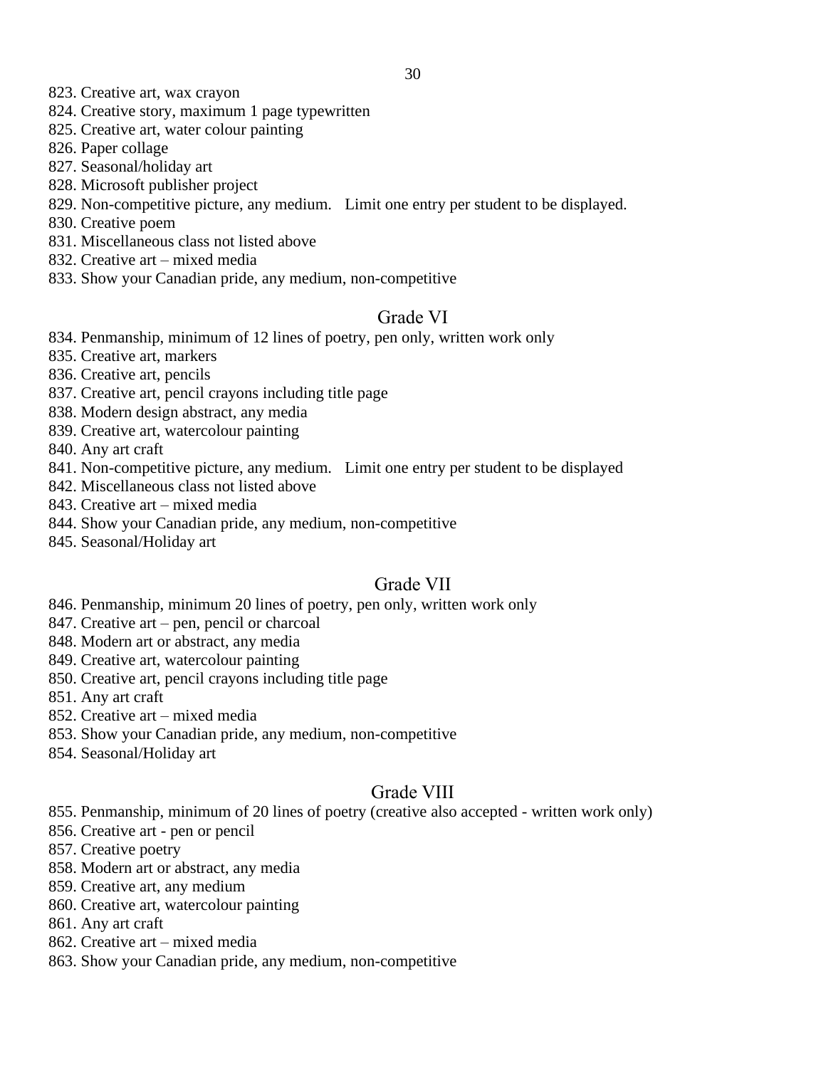823. Creative art, wax crayon
824. Creative story, maximum 1 page typewritten
825. Creative art, water colour painting
826. Paper collage
827. Seasonal/holiday art
828. Microsoft publisher project
829. Non-competitive picture, any medium. Limit one entry per student to be displayed.
830. Creative poem
831. Miscellaneous class not listed above
832. Creative art – mixed media
833. Show your Canadian pride, any medium, non-competitive

## Grade VI

834. Penmanship, minimum of 12 lines of poetry, pen only, written work only
835. Creative art, markers
836. Creative art, pencils
837. Creative art, pencil crayons including title page
838. Modern design abstract, any media
839. Creative art, watercolour painting
840. Any art craft
841. Non-competitive picture, any medium. Limit one entry per student to be displayed
842. Miscellaneous class not listed above
843. Creative art – mixed media
844. Show your Canadian pride, any medium, non-competitive
845. Seasonal/Holiday art

## Grade VII

846. Penmanship, minimum 20 lines of poetry, pen only, written work only
847. Creative art – pen, pencil or charcoal
848. Modern art or abstract, any media
849. Creative art, watercolour painting
850. Creative art, pencil crayons including title page
851. Any art craft
852. Creative art – mixed media
853. Show your Canadian pride, any medium, non-competitive
854. Seasonal/Holiday art

## Grade VIII

855. Penmanship, minimum of 20 lines of poetry (creative also accepted - written work only)
856. Creative art - pen or pencil
857. Creative poetry
858. Modern art or abstract, any media
859. Creative art, any medium
860. Creative art, watercolour painting
861. Any art craft
862. Creative art – mixed media
863. Show your Canadian pride, any medium, non-competitive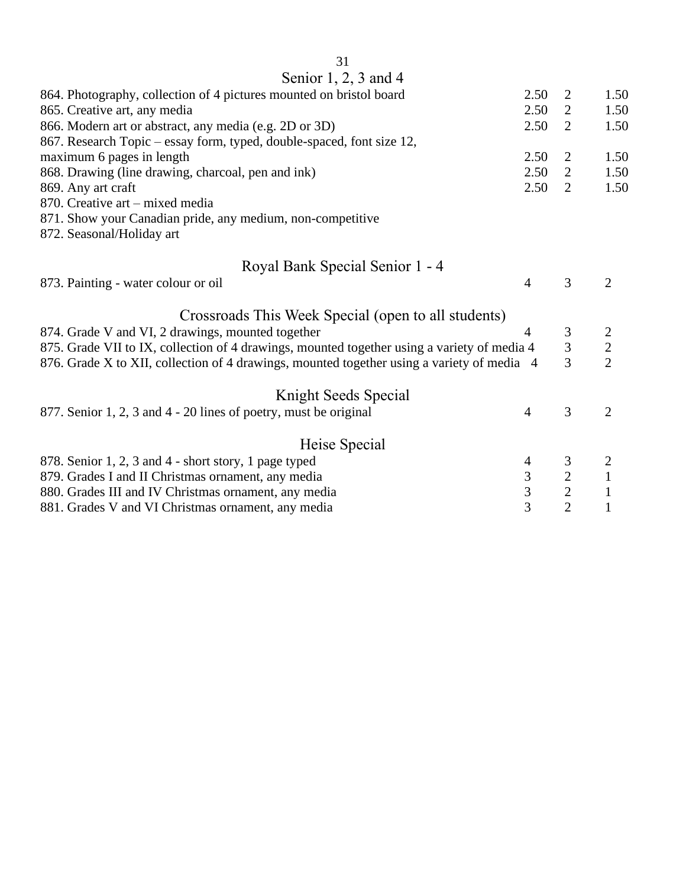## Senior 1, 2, 3 and 4

| Class | 1st | 2nd | 3rd |
|---|---|---|---|
| 864. Photography, collection of 4 pictures mounted on bristol board | 2.50 | 2 | 1.50 |
| 865. Creative art, any media | 2.50 | 2 | 1.50 |
| 866. Modern art or abstract, any media (e.g. 2D or 3D) | 2.50 | 2 | 1.50 |
| 867. Research Topic – essay form, typed, double-spaced, font size 12, maximum 6 pages in length | 2.50 | 2 | 1.50 |
| 868. Drawing (line drawing, charcoal, pen and ink) | 2.50 | 2 | 1.50 |
| 869. Any art craft | 2.50 | 2 | 1.50 |
| 870. Creative art – mixed media | | | |
| 871. Show your Canadian pride, any medium, non-competitive | | | |
| 872. Seasonal/Holiday art | | | |

## Royal Bank Special Senior 1 - 4

| Class | 1st | 2nd | 3rd |
|---|---|---|---|
| 873. Painting - water colour or oil | 4 | 3 | 2 |

## Crossroads This Week Special (open to all students)

| Class | 1st | 2nd | 3rd |
|---|---|---|---|
| 874. Grade V and VI, 2 drawings, mounted together | 4 | 3 | 2 |
| 875. Grade VII to IX, collection of 4 drawings, mounted together using a variety of media | 4 | 3 | 2 |
| 876. Grade X to XII, collection of 4 drawings, mounted together using a variety of media | 4 | 3 | 2 |

## Knight Seeds Special

| Class | 1st | 2nd | 3rd |
|---|---|---|---|
| 877. Senior 1, 2, 3 and 4 - 20 lines of poetry, must be original | 4 | 3 | 2 |

## Heise Special

| Class | 1st | 2nd | 3rd |
|---|---|---|---|
| 878. Senior 1, 2, 3 and 4 - short story, 1 page typed | 4 | 3 | 2 |
| 879. Grades I and II Christmas ornament, any media | 3 | 2 | 1 |
| 880. Grades III and IV Christmas ornament, any media | 3 | 2 | 1 |
| 881. Grades V and VI Christmas ornament, any media | 3 | 2 | 1 |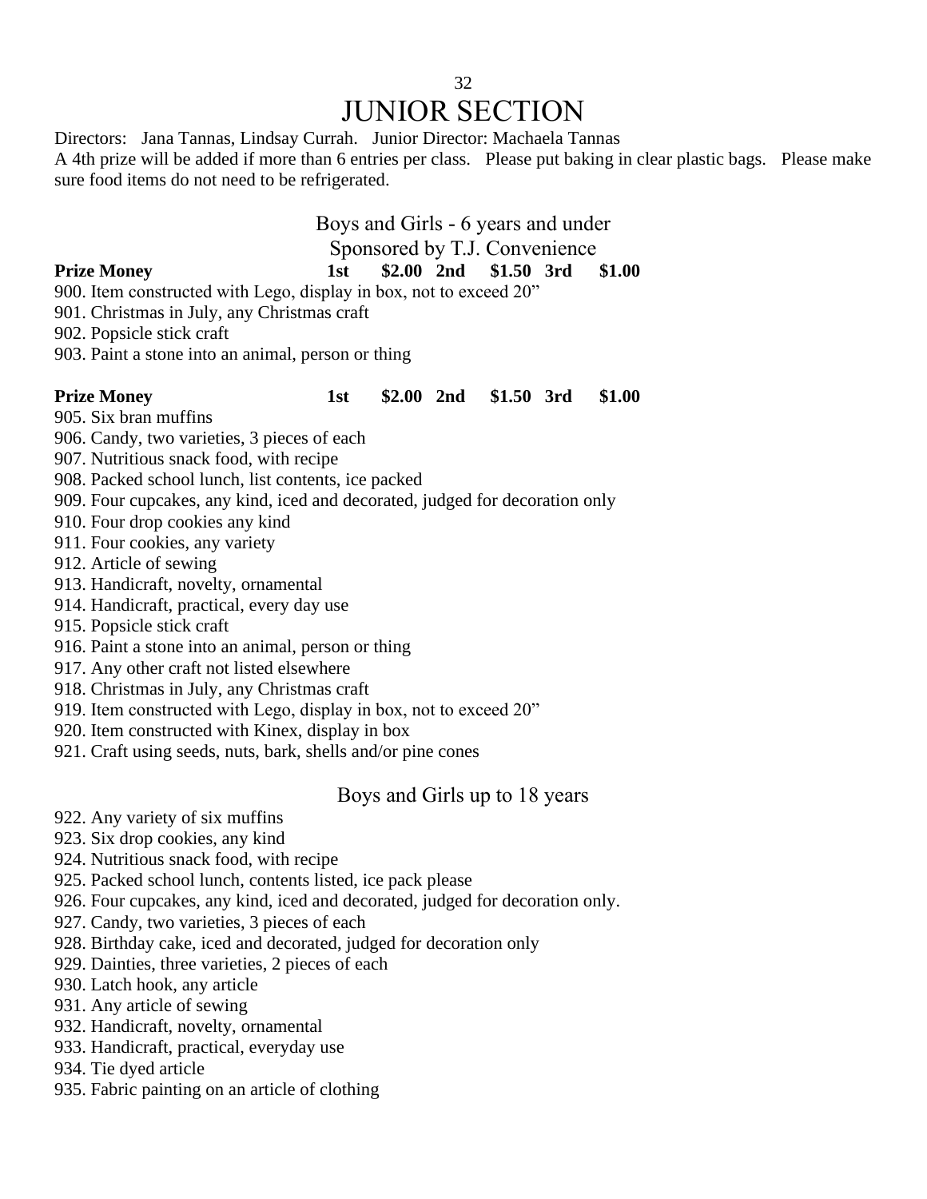# JUNIOR SECTION

Directors: Jana Tannas, Lindsay Currah. Junior Director: Machaela Tannas

A 4th prize will be added if more than 6 entries per class. Please put baking in clear plastic bags. Please make sure food items do not need to be refrigerated.

## Boys and Girls - 6 years and under

Sponsored by T.J. Convenience

**Prize Money 1st $2.00 2nd $1.50 3rd $1.00**

900. Item constructed with Lego, display in box, not to exceed 20"
901. Christmas in July, any Christmas craft
902. Popsicle stick craft
903. Paint a stone into an animal, person or thing

**Prize Money 1st $2.00 2nd $1.50 3rd $1.00**

905. Six bran muffins
906. Candy, two varieties, 3 pieces of each
907. Nutritious snack food, with recipe
908. Packed school lunch, list contents, ice packed
909. Four cupcakes, any kind, iced and decorated, judged for decoration only
910. Four drop cookies any kind
911. Four cookies, any variety
912. Article of sewing
913. Handicraft, novelty, ornamental
914. Handicraft, practical, every day use
915. Popsicle stick craft
916. Paint a stone into an animal, person or thing
917. Any other craft not listed elsewhere
918. Christmas in July, any Christmas craft
919. Item constructed with Lego, display in box, not to exceed 20"
920. Item constructed with Kinex, display in box
921. Craft using seeds, nuts, bark, shells and/or pine cones

## Boys and Girls up to 18 years

922. Any variety of six muffins
923. Six drop cookies, any kind
924. Nutritious snack food, with recipe
925. Packed school lunch, contents listed, ice pack please
926. Four cupcakes, any kind, iced and decorated, judged for decoration only.
927. Candy, two varieties, 3 pieces of each
928. Birthday cake, iced and decorated, judged for decoration only
929. Dainties, three varieties, 2 pieces of each
930. Latch hook, any article
931. Any article of sewing
932. Handicraft, novelty, ornamental
933. Handicraft, practical, everyday use
934. Tie dyed article
935. Fabric painting on an article of clothing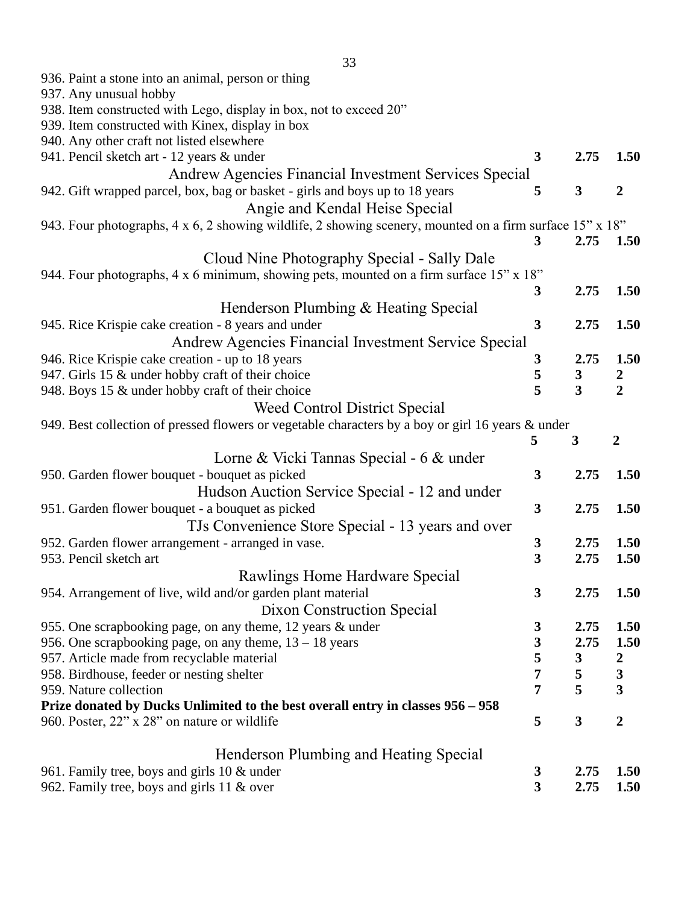936. Paint a stone into an animal, person or thing

937. Any unusual hobby

938. Item constructed with Lego, display in box, not to exceed 20”

939. Item constructed with Kinex, display in box

940. Any other craft not listed elsewhere

941. Pencil sketch art - 12 years & under **3 2.75 1.50**

Andrew Agencies Financial Investment Services Special

942. Gift wrapped parcel, box, bag or basket - girls and boys up to 18 years **5 3 2**

Angie and Kendal Heise Special

943. Four photographs, 4 x 6, 2 showing wildlife, 2 showing scenery, mounted on a firm surface 15” x 18” **3 2.75 1.50**

Cloud Nine Photography Special - Sally Dale

944. Four photographs, 4 x 6 minimum, showing pets, mounted on a firm surface 15” x 18” **3 2.75 1.50**

Henderson Plumbing & Heating Special

945. Rice Krispie cake creation - 8 years and under **3 2.75 1.50**

Andrew Agencies Financial Investment Service Special

946. Rice Krispie cake creation - up to 18 years **3 2.75 1.50**

947. Girls 15 & under hobby craft of their choice **5 3 2**

948. Boys 15 & under hobby craft of their choice **5 3 2**

Weed Control District Special

949. Best collection of pressed flowers or vegetable characters by a boy or girl 16 years & under **5 3 2**

Lorne & Vicki Tannas Special - 6 & under

950. Garden flower bouquet - bouquet as picked **3 2.75 1.50**

Hudson Auction Service Special - 12 and under

951. Garden flower bouquet - a bouquet as picked **3 2.75 1.50**

TJs Convenience Store Special - 13 years and over

952. Garden flower arrangement - arranged in vase. **3 2.75 1.50**

953. Pencil sketch art **3 2.75 1.50**

Rawlings Home Hardware Special

954. Arrangement of live, wild and/or garden plant material **3 2.75 1.50**

Dixon Construction Special

955. One scrapbooking page, on any theme, 12 years & under **3 2.75 1.50**

956. One scrapbooking page, on any theme, 13 – 18 years **3 2.75 1.50**

957. Article made from recyclable material **5 3 2**

958. Birdhouse, feeder or nesting shelter **7 5 3**

959. Nature collection **7 5 3**

**Prize donated by Ducks Unlimited to the best overall entry in classes 956 – 958**

960. Poster, 22” x 28” on nature or wildlife **5 3 2**

Henderson Plumbing and Heating Special

961. Family tree, boys and girls 10 & under **3 2.75 1.50**

962. Family tree, boys and girls 11 & over **3 2.75 1.50**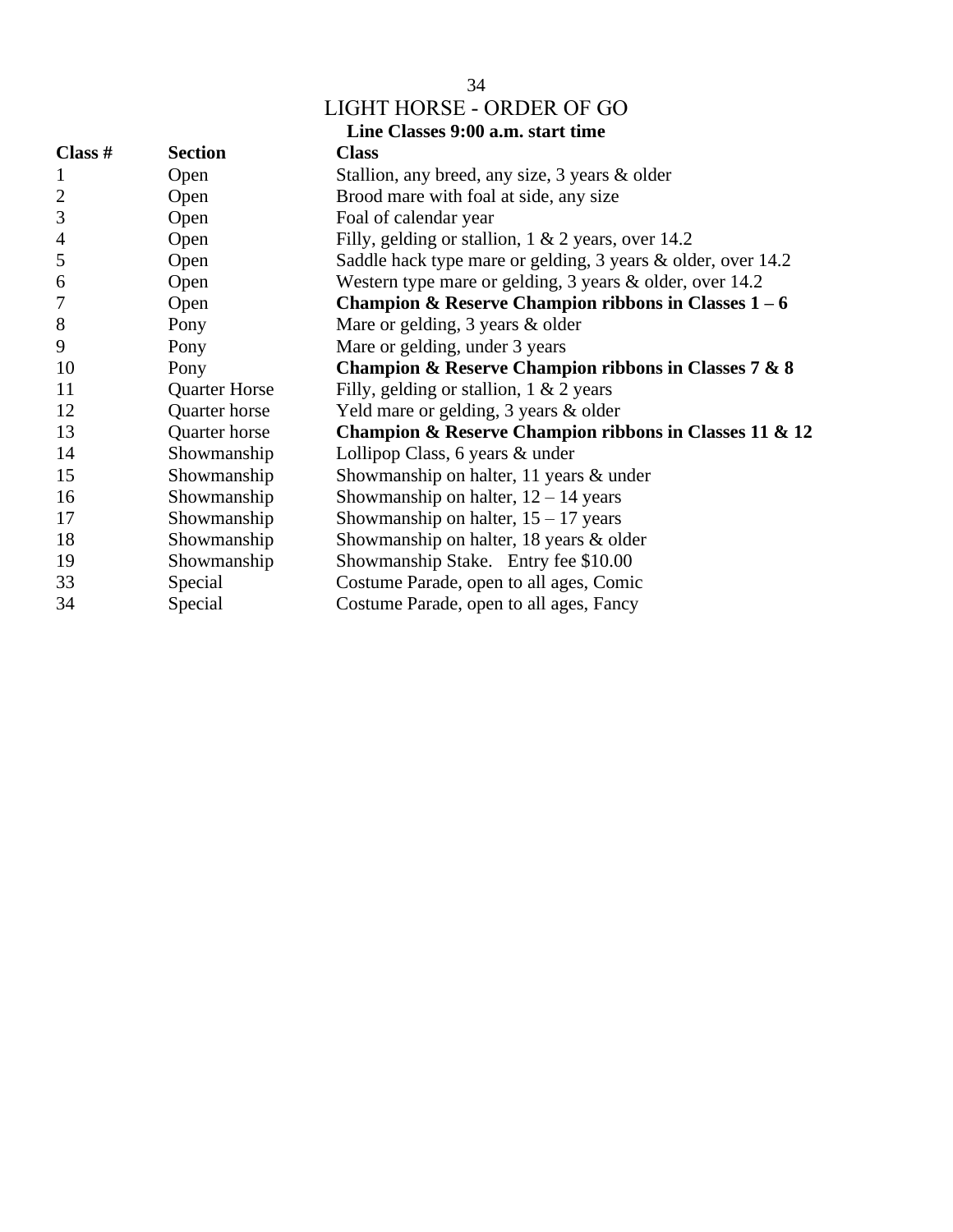# LIGHT HORSE - ORDER OF GO

**Line Classes 9:00 a.m. start time**

| Class # | Section | Class |
|---|---|---|
| 1 | Open | Stallion, any breed, any size, 3 years & older |
| 2 | Open | Brood mare with foal at side, any size |
| 3 | Open | Foal of calendar year |
| 4 | Open | Filly, gelding or stallion, 1 & 2 years, over 14.2 |
| 5 | Open | Saddle hack type mare or gelding, 3 years & older, over 14.2 |
| 6 | Open | Western type mare or gelding, 3 years & older, over 14.2 |
| 7 | Open | **Champion & Reserve Champion ribbons in Classes 1 – 6** |
| 8 | Pony | Mare or gelding, 3 years & older |
| 9 | Pony | Mare or gelding, under 3 years |
| 10 | Pony | **Champion & Reserve Champion ribbons in Classes 7 & 8** |
| 11 | Quarter Horse | Filly, gelding or stallion, 1 & 2 years |
| 12 | Quarter horse | Yeld mare or gelding, 3 years & older |
| 13 | Quarter horse | **Champion & Reserve Champion ribbons in Classes 11 & 12** |
| 14 | Showmanship | Lollipop Class, 6 years & under |
| 15 | Showmanship | Showmanship on halter, 11 years & under |
| 16 | Showmanship | Showmanship on halter, 12 – 14 years |
| 17 | Showmanship | Showmanship on halter, 15 – 17 years |
| 18 | Showmanship | Showmanship on halter, 18 years & older |
| 19 | Showmanship | Showmanship Stake. Entry fee $10.00 |
| 33 | Special | Costume Parade, open to all ages, Comic |
| 34 | Special | Costume Parade, open to all ages, Fancy |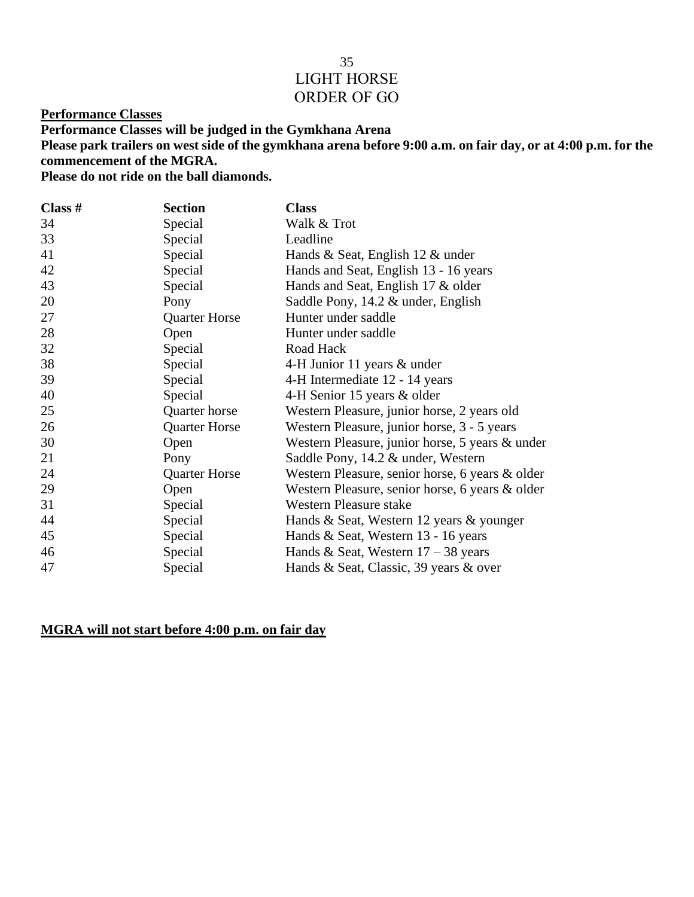# LIGHT HORSE
# ORDER OF GO

**Performance Classes**

**Performance Classes will be judged in the Gymkhana Arena**

**Please park trailers on west side of the gymkhana arena before 9:00 a.m. on fair day, or at 4:00 p.m. for the commencement of the MGRA.**

**Please do not ride on the ball diamonds.**

| Class # | Section | Class |
|---|---|---|
| 34 | Special | Walk & Trot |
| 33 | Special | Leadline |
| 41 | Special | Hands & Seat, English 12 & under |
| 42 | Special | Hands and Seat, English 13 - 16 years |
| 43 | Special | Hands and Seat, English 17 & older |
| 20 | Pony | Saddle Pony, 14.2 & under, English |
| 27 | Quarter Horse | Hunter under saddle |
| 28 | Open | Hunter under saddle |
| 32 | Special | Road Hack |
| 38 | Special | 4-H Junior 11 years & under |
| 39 | Special | 4-H Intermediate 12 - 14 years |
| 40 | Special | 4-H Senior 15 years & older |
| 25 | Quarter horse | Western Pleasure, junior horse, 2 years old |
| 26 | Quarter Horse | Western Pleasure, junior horse, 3 - 5 years |
| 30 | Open | Western Pleasure, junior horse, 5 years & under |
| 21 | Pony | Saddle Pony, 14.2 & under, Western |
| 24 | Quarter Horse | Western Pleasure, senior horse, 6 years & older |
| 29 | Open | Western Pleasure, senior horse, 6 years & older |
| 31 | Special | Western Pleasure stake |
| 44 | Special | Hands & Seat, Western 12 years & younger |
| 45 | Special | Hands & Seat, Western 13 - 16 years |
| 46 | Special | Hands & Seat, Western 17 – 38 years |
| 47 | Special | Hands & Seat, Classic, 39 years & over |

**MGRA will not start before 4:00 p.m. on fair day**